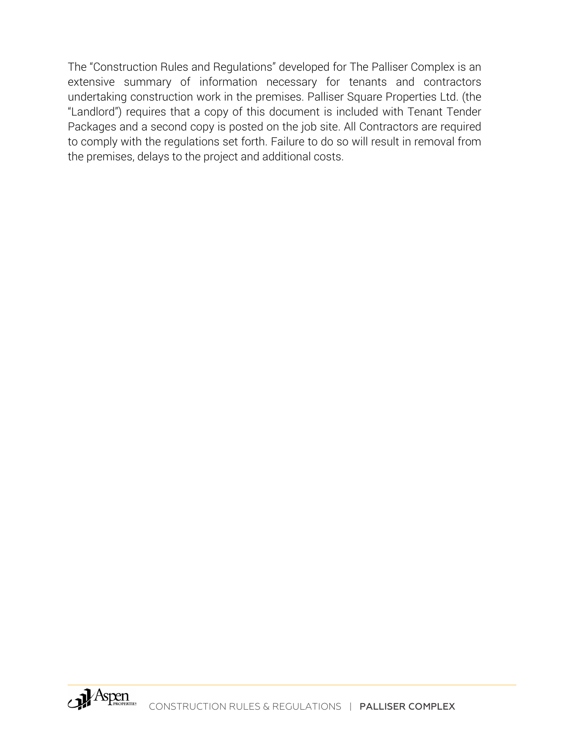The "Construction Rules and Regulations" developed for The Palliser Complex is an extensive summary of information necessary for tenants and contractors undertaking construction work in the premises. Palliser Square Properties Ltd. (the "Landlord") requires that a copy of this document is included with Tenant Tender Packages and a second copy is posted on the job site. All Contractors are required to comply with the regulations set forth. Failure to do so will result in removal from the premises, delays to the project and additional costs.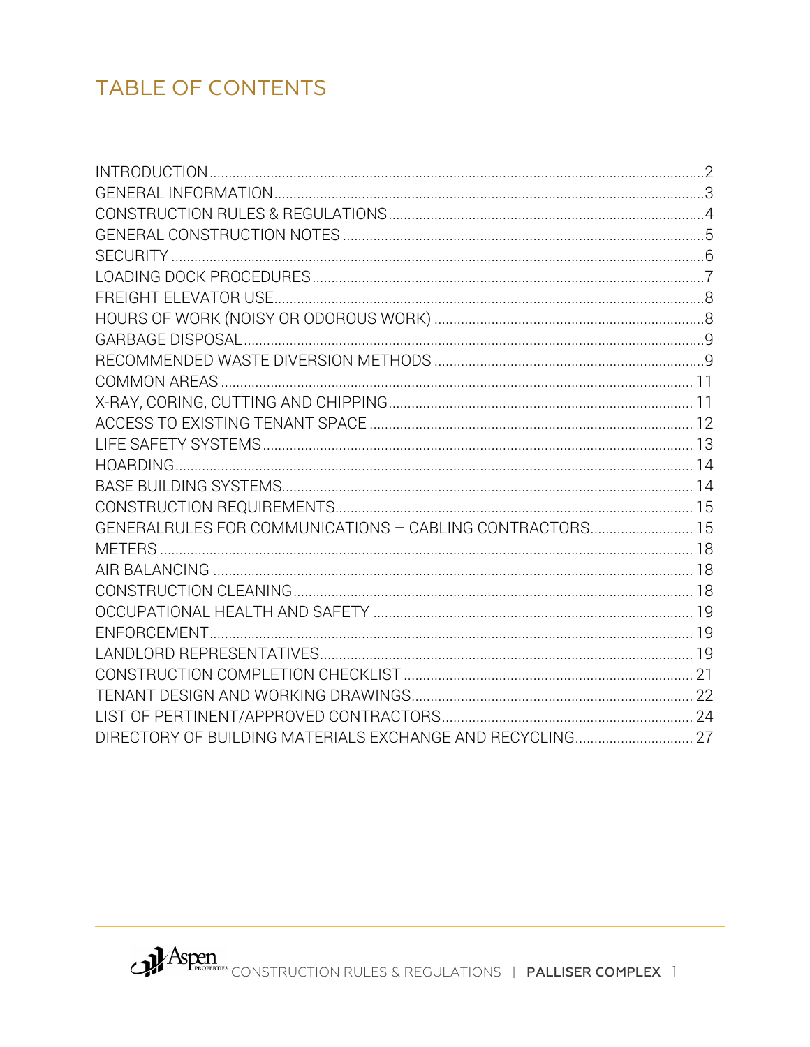# TABLE OF CONTENTS

| | |
|---|---|
| INTRODUCTION | 2 |
| GENERAL INFORMATION | 3 |
| CONSTRUCTION RULES & REGULATIONS | 4 |
| GENERAL CONSTRUCTION NOTES | 5 |
| SECURITY | 6 |
| LOADING DOCK PROCEDURES | 7 |
| FREIGHT ELEVATOR USE | 8 |
| HOURS OF WORK (NOISY OR ODOROUS WORK) | 8 |
| GARBAGE DISPOSAL | 9 |
| RECOMMENDED WASTE DIVERSION METHODS | 9 |
| COMMON AREAS | 11 |
| X-RAY, CORING, CUTTING AND CHIPPING | 11 |
| ACCESS TO EXISTING TENANT SPACE | 12 |
| LIFE SAFETY SYSTEMS | 13 |
| HOARDING | 14 |
| BASE BUILDING SYSTEMS | 14 |
| CONSTRUCTION REQUIREMENTS | 15 |
| GENERALRULES FOR COMMUNICATIONS – CABLING CONTRACTORS | 15 |
| METERS | 18 |
| AIR BALANCING | 18 |
| CONSTRUCTION CLEANING | 18 |
| OCCUPATIONAL HEALTH AND SAFETY | 19 |
| ENFORCEMENT | 19 |
| LANDLORD REPRESENTATIVES | 19 |
| CONSTRUCTION COMPLETION CHECKLIST | 21 |
| TENANT DESIGN AND WORKING DRAWINGS | 22 |
| LIST OF PERTINENT/APPROVED CONTRACTORS | 24 |
| DIRECTORY OF BUILDING MATERIALS EXCHANGE AND RECYCLING | 27 |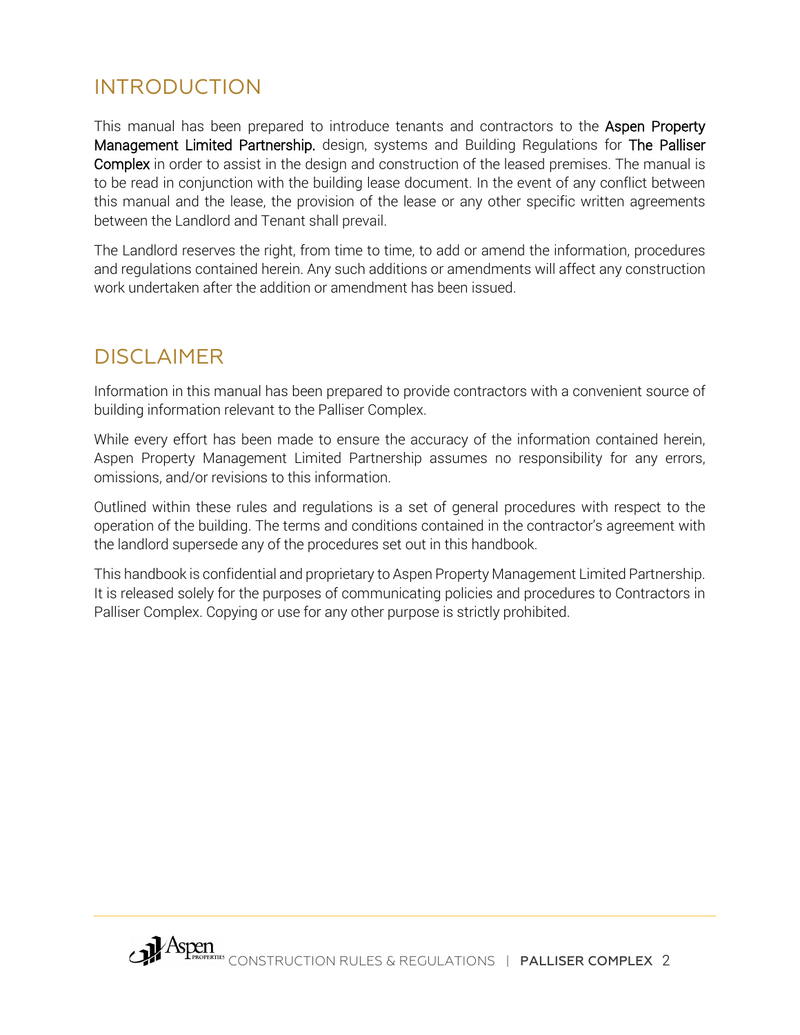## INTRODUCTION

This manual has been prepared to introduce tenants and contractors to the **Aspen Property Management Limited Partnership.** design, systems and Building Regulations for **The Palliser Complex** in order to assist in the design and construction of the leased premises. The manual is to be read in conjunction with the building lease document. In the event of any conflict between this manual and the lease, the provision of the lease or any other specific written agreements between the Landlord and Tenant shall prevail.

The Landlord reserves the right, from time to time, to add or amend the information, procedures and regulations contained herein. Any such additions or amendments will affect any construction work undertaken after the addition or amendment has been issued.

## DISCLAIMER

Information in this manual has been prepared to provide contractors with a convenient source of building information relevant to the Palliser Complex.

While every effort has been made to ensure the accuracy of the information contained herein, Aspen Property Management Limited Partnership assumes no responsibility for any errors, omissions, and/or revisions to this information.

Outlined within these rules and regulations is a set of general procedures with respect to the operation of the building. The terms and conditions contained in the contractor's agreement with the landlord supersede any of the procedures set out in this handbook.

This handbook is confidential and proprietary to Aspen Property Management Limited Partnership. It is released solely for the purposes of communicating policies and procedures to Contractors in Palliser Complex. Copying or use for any other purpose is strictly prohibited.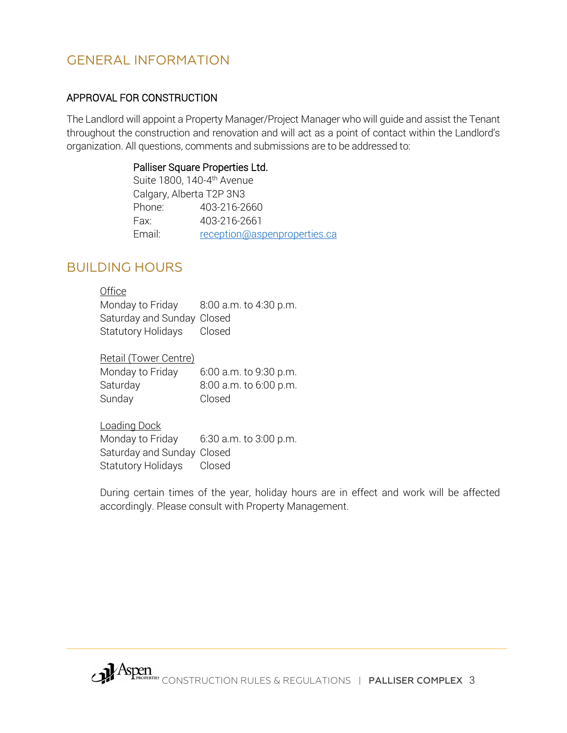## GENERAL INFORMATION

### APPROVAL FOR CONSTRUCTION

The Landlord will appoint a Property Manager/Project Manager who will guide and assist the Tenant throughout the construction and renovation and will act as a point of contact within the Landlord's organization. All questions, comments and submissions are to be addressed to:

> Palliser Square Properties Ltd.
> Suite 1800, 140-4th Avenue
> Calgary, Alberta T2P 3N3
> Phone: 403-216-2660
> Fax: 403-216-2661
> Email: reception@aspenproperties.ca

## BUILDING HOURS

Office

| | |
|---|---|
| Monday to Friday | 8:00 a.m. to 4:30 p.m. |
| Saturday and Sunday | Closed |
| Statutory Holidays | Closed |

Retail (Tower Centre)

| | |
|---|---|
| Monday to Friday | 6:00 a.m. to 9:30 p.m. |
| Saturday | 8:00 a.m. to 6:00 p.m. |
| Sunday | Closed |

Loading Dock

| | |
|---|---|
| Monday to Friday | 6:30 a.m. to 3:00 p.m. |
| Saturday and Sunday | Closed |
| Statutory Holidays | Closed |

During certain times of the year, holiday hours are in effect and work will be affected accordingly. Please consult with Property Management.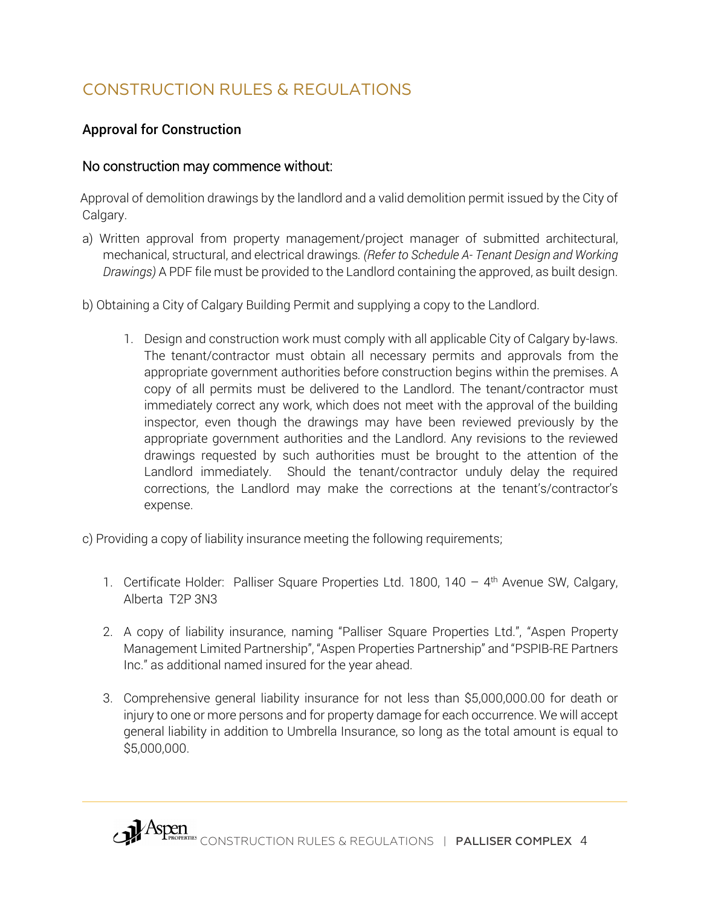## CONSTRUCTION RULES & REGULATIONS

### Approval for Construction

### No construction may commence without:

Approval of demolition drawings by the landlord and a valid demolition permit issued by the City of Calgary.

a) Written approval from property management/project manager of submitted architectural, mechanical, structural, and electrical drawings. *(Refer to Schedule A- Tenant Design and Working Drawings)* A PDF file must be provided to the Landlord containing the approved, as built design.

b) Obtaining a City of Calgary Building Permit and supplying a copy to the Landlord.

1. Design and construction work must comply with all applicable City of Calgary by-laws. The tenant/contractor must obtain all necessary permits and approvals from the appropriate government authorities before construction begins within the premises. A copy of all permits must be delivered to the Landlord. The tenant/contractor must immediately correct any work, which does not meet with the approval of the building inspector, even though the drawings may have been reviewed previously by the appropriate government authorities and the Landlord. Any revisions to the reviewed drawings requested by such authorities must be brought to the attention of the Landlord immediately. Should the tenant/contractor unduly delay the required corrections, the Landlord may make the corrections at the tenant's/contractor's expense.

c) Providing a copy of liability insurance meeting the following requirements;

1. Certificate Holder: Palliser Square Properties Ltd. 1800, 140 – 4th Avenue SW, Calgary, Alberta T2P 3N3

2. A copy of liability insurance, naming "Palliser Square Properties Ltd.", "Aspen Property Management Limited Partnership", "Aspen Properties Partnership" and "PSPIB-RE Partners Inc." as additional named insured for the year ahead.

3. Comprehensive general liability insurance for not less than $5,000,000.00 for death or injury to one or more persons and for property damage for each occurrence. We will accept general liability in addition to Umbrella Insurance, so long as the total amount is equal to $5,000,000.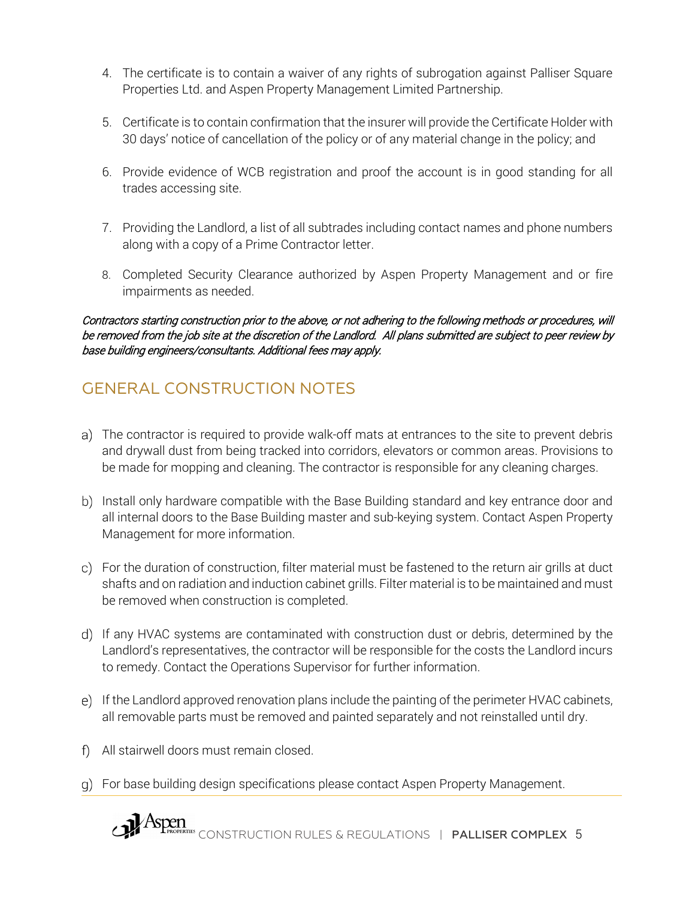4. The certificate is to contain a waiver of any rights of subrogation against Palliser Square Properties Ltd. and Aspen Property Management Limited Partnership.

5. Certificate is to contain confirmation that the insurer will provide the Certificate Holder with 30 days' notice of cancellation of the policy or of any material change in the policy; and

6. Provide evidence of WCB registration and proof the account is in good standing for all trades accessing site.

7. Providing the Landlord, a list of all subtrades including contact names and phone numbers along with a copy of a Prime Contractor letter.

8. Completed Security Clearance authorized by Aspen Property Management and or fire impairments as needed.

*Contractors starting construction prior to the above, or not adhering to the following methods or procedures, will be removed from the job site at the discretion of the Landlord. All plans submitted are subject to peer review by base building engineers/consultants. Additional fees may apply.*

## GENERAL CONSTRUCTION NOTES

a) The contractor is required to provide walk-off mats at entrances to the site to prevent debris and drywall dust from being tracked into corridors, elevators or common areas. Provisions to be made for mopping and cleaning. The contractor is responsible for any cleaning charges.

b) Install only hardware compatible with the Base Building standard and key entrance door and all internal doors to the Base Building master and sub-keying system. Contact Aspen Property Management for more information.

c) For the duration of construction, filter material must be fastened to the return air grills at duct shafts and on radiation and induction cabinet grills. Filter material is to be maintained and must be removed when construction is completed.

d) If any HVAC systems are contaminated with construction dust or debris, determined by the Landlord's representatives, the contractor will be responsible for the costs the Landlord incurs to remedy. Contact the Operations Supervisor for further information.

e) If the Landlord approved renovation plans include the painting of the perimeter HVAC cabinets, all removable parts must be removed and painted separately and not reinstalled until dry.

f) All stairwell doors must remain closed.

g) For base building design specifications please contact Aspen Property Management.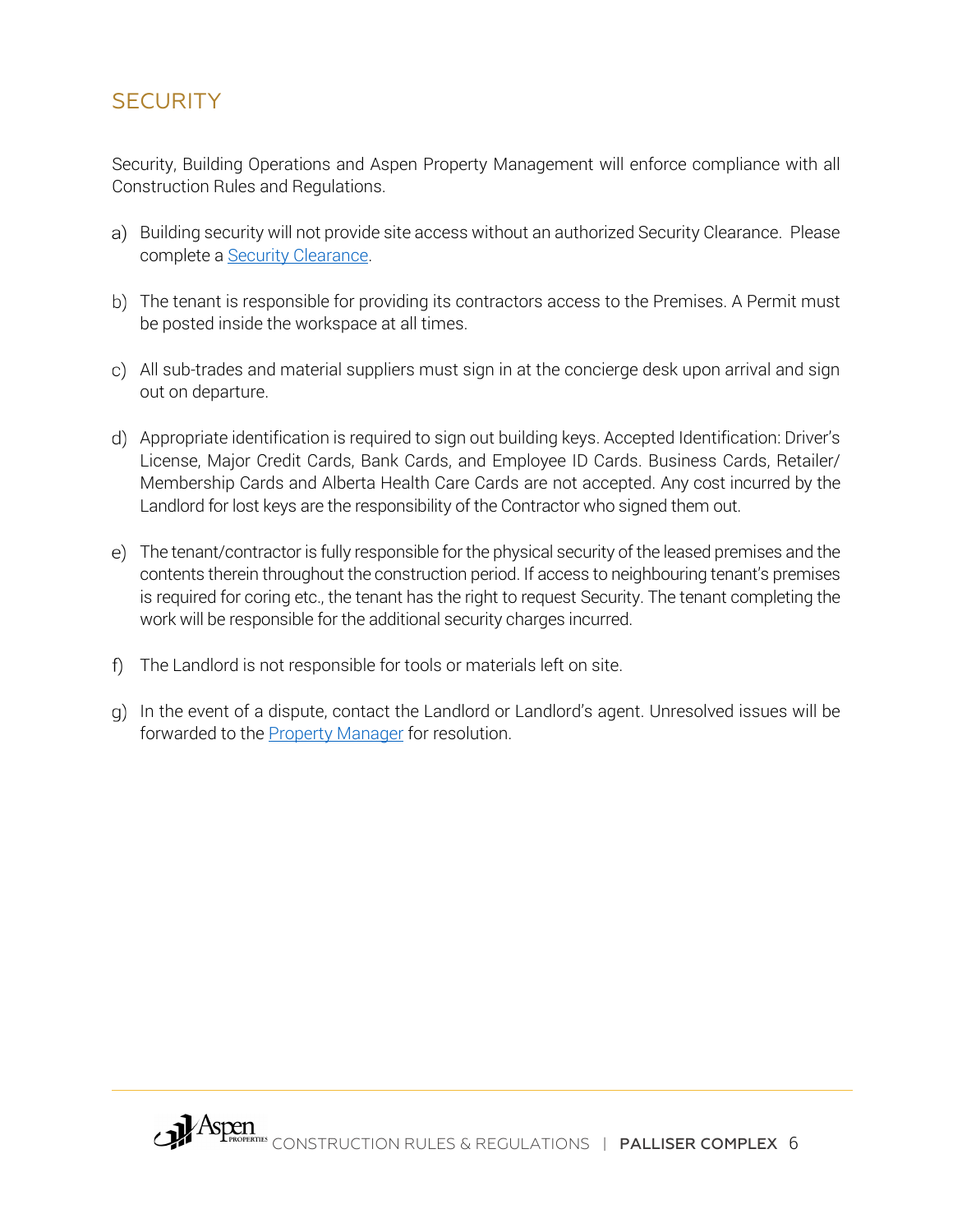## SECURITY

Security, Building Operations and Aspen Property Management will enforce compliance with all Construction Rules and Regulations.

a) Building security will not provide site access without an authorized Security Clearance. Please complete a Security Clearance.

b) The tenant is responsible for providing its contractors access to the Premises. A Permit must be posted inside the workspace at all times.

c) All sub-trades and material suppliers must sign in at the concierge desk upon arrival and sign out on departure.

d) Appropriate identification is required to sign out building keys. Accepted Identification: Driver's License, Major Credit Cards, Bank Cards, and Employee ID Cards. Business Cards, Retailer/ Membership Cards and Alberta Health Care Cards are not accepted. Any cost incurred by the Landlord for lost keys are the responsibility of the Contractor who signed them out.

e) The tenant/contractor is fully responsible for the physical security of the leased premises and the contents therein throughout the construction period. If access to neighbouring tenant's premises is required for coring etc., the tenant has the right to request Security. The tenant completing the work will be responsible for the additional security charges incurred.

f) The Landlord is not responsible for tools or materials left on site.

g) In the event of a dispute, contact the Landlord or Landlord's agent. Unresolved issues will be forwarded to the Property Manager for resolution.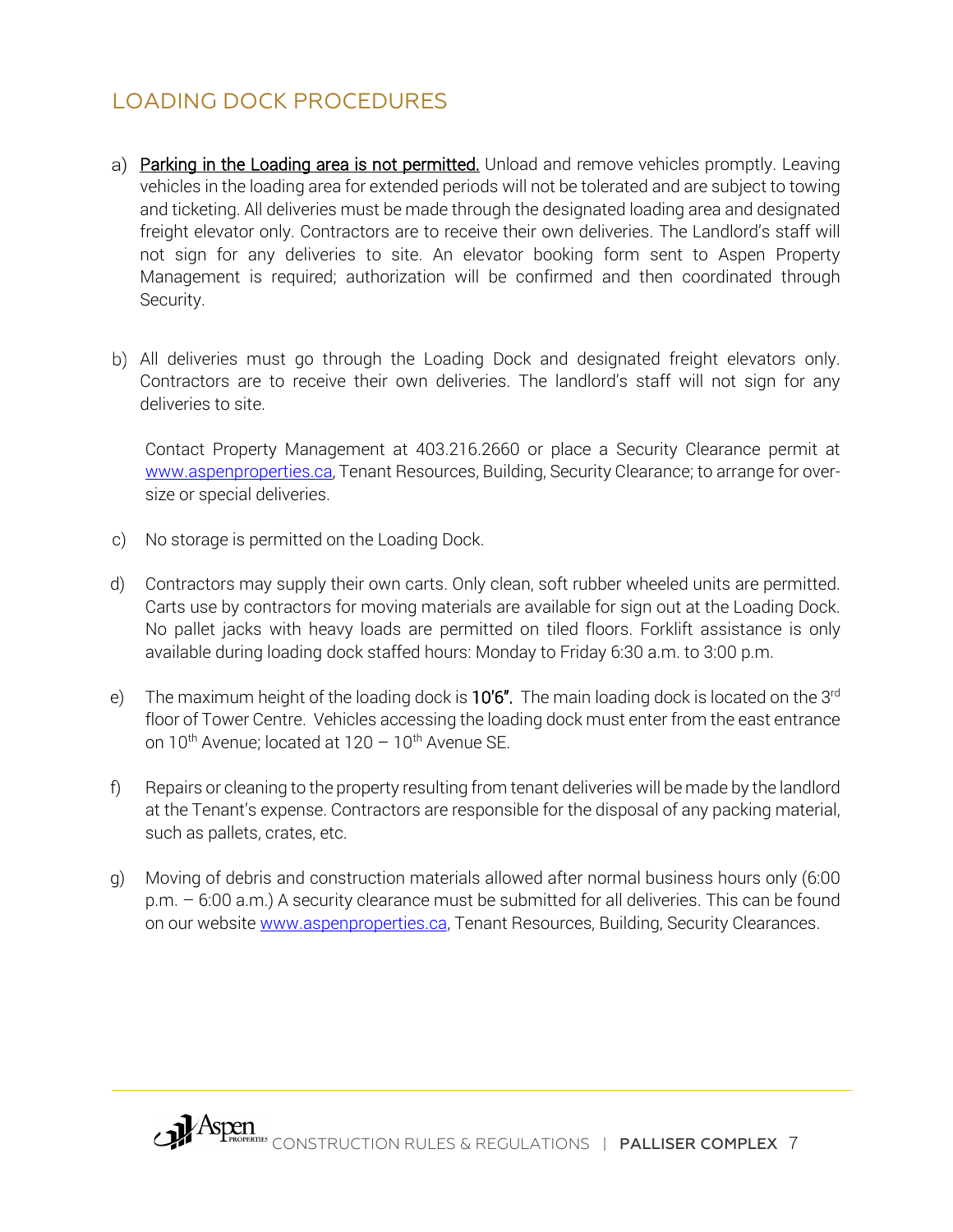## LOADING DOCK PROCEDURES

a) Parking in the Loading area is not permitted. Unload and remove vehicles promptly. Leaving vehicles in the loading area for extended periods will not be tolerated and are subject to towing and ticketing. All deliveries must be made through the designated loading area and designated freight elevator only. Contractors are to receive their own deliveries. The Landlord's staff will not sign for any deliveries to site. An elevator booking form sent to Aspen Property Management is required; authorization will be confirmed and then coordinated through Security.

b) All deliveries must go through the Loading Dock and designated freight elevators only. Contractors are to receive their own deliveries. The landlord's staff will not sign for any deliveries to site.

   Contact Property Management at 403.216.2660 or place a Security Clearance permit at www.aspenproperties.ca, Tenant Resources, Building, Security Clearance; to arrange for over-size or special deliveries.

c) No storage is permitted on the Loading Dock.

d) Contractors may supply their own carts. Only clean, soft rubber wheeled units are permitted. Carts use by contractors for moving materials are available for sign out at the Loading Dock. No pallet jacks with heavy loads are permitted on tiled floors. Forklift assistance is only available during loading dock staffed hours: Monday to Friday 6:30 a.m. to 3:00 p.m.

e) The maximum height of the loading dock is **10'6".** The main loading dock is located on the 3rd floor of Tower Centre. Vehicles accessing the loading dock must enter from the east entrance on 10th Avenue; located at 120 – 10th Avenue SE.

f) Repairs or cleaning to the property resulting from tenant deliveries will be made by the landlord at the Tenant's expense. Contractors are responsible for the disposal of any packing material, such as pallets, crates, etc.

g) Moving of debris and construction materials allowed after normal business hours only (6:00 p.m. – 6:00 a.m.) A security clearance must be submitted for all deliveries. This can be found on our website www.aspenproperties.ca, Tenant Resources, Building, Security Clearances.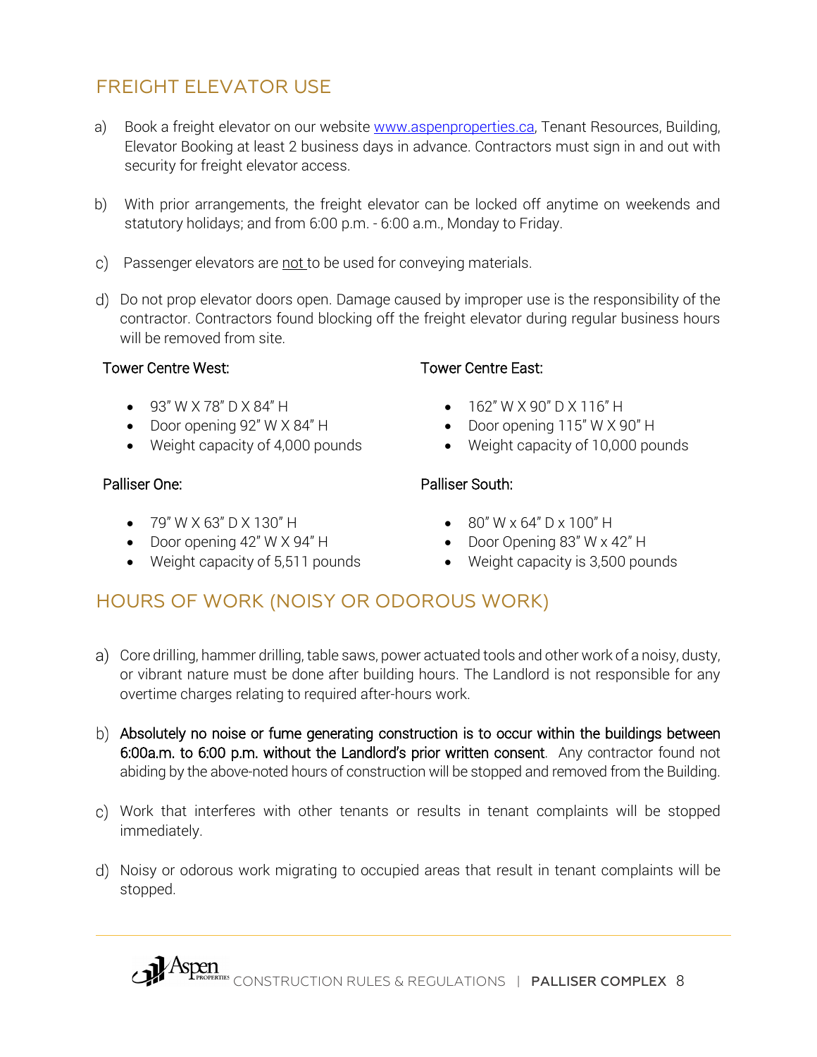## FREIGHT ELEVATOR USE

a) Book a freight elevator on our website [www.aspenproperties.ca](http://www.aspenproperties.ca), Tenant Resources, Building, Elevator Booking at least 2 business days in advance. Contractors must sign in and out with security for freight elevator access.

b) With prior arrangements, the freight elevator can be locked off anytime on weekends and statutory holidays; and from 6:00 p.m. - 6:00 a.m., Monday to Friday.

c) Passenger elevators are not to be used for conveying materials.

d) Do not prop elevator doors open. Damage caused by improper use is the responsibility of the contractor. Contractors found blocking off the freight elevator during regular business hours will be removed from site.

Tower Centre West:

- 93" W X 78" D X 84" H
- Door opening 92" W X 84" H
- Weight capacity of 4,000 pounds

Tower Centre East:

- 162" W X 90" D X 116" H
- Door opening 115" W X 90" H
- Weight capacity of 10,000 pounds

Palliser One:

- 79" W X 63" D X 130" H
- Door opening 42" W X 94" H
- Weight capacity of 5,511 pounds

Palliser South:

- 80" W x 64" D x 100" H
- Door Opening 83" W x 42" H
- Weight capacity is 3,500 pounds

## HOURS OF WORK (NOISY OR ODOROUS WORK)

a) Core drilling, hammer drilling, table saws, power actuated tools and other work of a noisy, dusty, or vibrant nature must be done after building hours. The Landlord is not responsible for any overtime charges relating to required after-hours work.

b) **Absolutely no noise or fume generating construction is to occur within the buildings between 6:00a.m. to 6:00 p.m. without the Landlord's prior written consent**. Any contractor found not abiding by the above-noted hours of construction will be stopped and removed from the Building.

c) Work that interferes with other tenants or results in tenant complaints will be stopped immediately.

d) Noisy or odorous work migrating to occupied areas that result in tenant complaints will be stopped.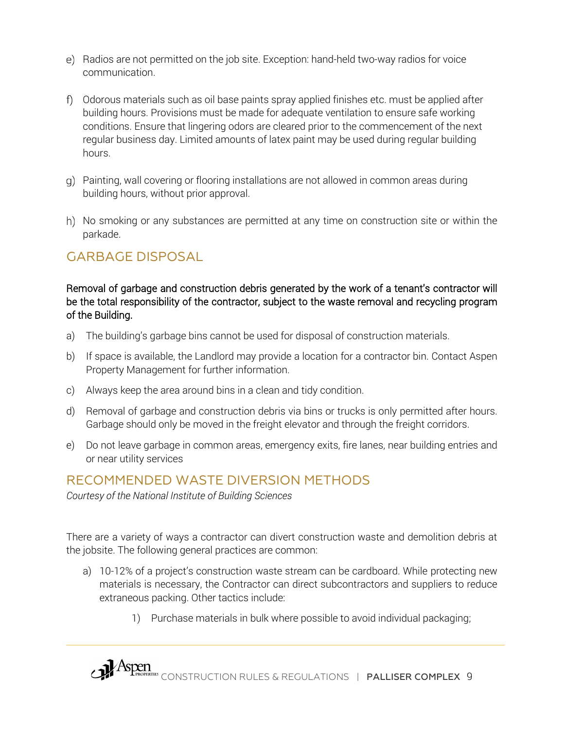e) Radios are not permitted on the job site. Exception: hand-held two-way radios for voice communication.

f) Odorous materials such as oil base paints spray applied finishes etc. must be applied after building hours. Provisions must be made for adequate ventilation to ensure safe working conditions. Ensure that lingering odors are cleared prior to the commencement of the next regular business day. Limited amounts of latex paint may be used during regular building hours.

g) Painting, wall covering or flooring installations are not allowed in common areas during building hours, without prior approval.

h) No smoking or any substances are permitted at any time on construction site or within the parkade.

## GARBAGE DISPOSAL

Removal of garbage and construction debris generated by the work of a tenant's contractor will be the total responsibility of the contractor, subject to the waste removal and recycling program of the Building.

a) The building's garbage bins cannot be used for disposal of construction materials.

b) If space is available, the Landlord may provide a location for a contractor bin. Contact Aspen Property Management for further information.

c) Always keep the area around bins in a clean and tidy condition.

d) Removal of garbage and construction debris via bins or trucks is only permitted after hours. Garbage should only be moved in the freight elevator and through the freight corridors.

e) Do not leave garbage in common areas, emergency exits, fire lanes, near building entries and or near utility services

## RECOMMENDED WASTE DIVERSION METHODS

*Courtesy of the National Institute of Building Sciences*

There are a variety of ways a contractor can divert construction waste and demolition debris at the jobsite. The following general practices are common:

a) 10-12% of a project's construction waste stream can be cardboard. While protecting new materials is necessary, the Contractor can direct subcontractors and suppliers to reduce extraneous packing. Other tactics include:

   1) Purchase materials in bulk where possible to avoid individual packaging;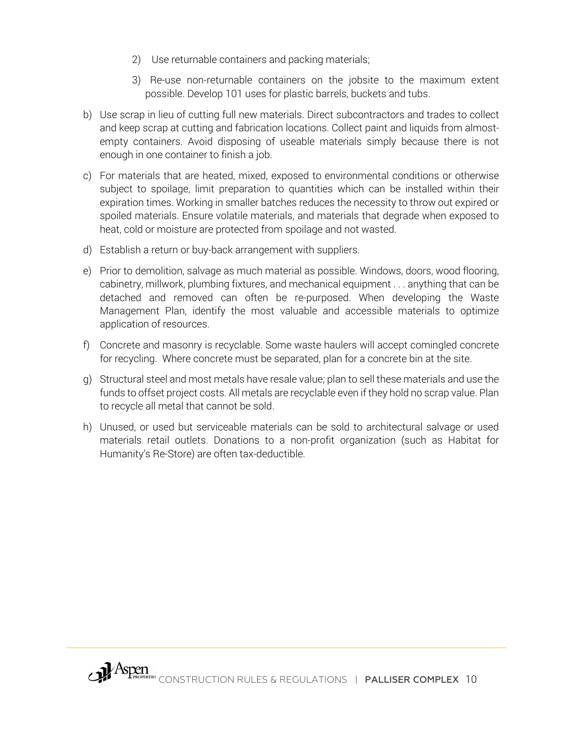2) Use returnable containers and packing materials;

3) Re-use non-returnable containers on the jobsite to the maximum extent possible. Develop 101 uses for plastic barrels, buckets and tubs.

b) Use scrap in lieu of cutting full new materials. Direct subcontractors and trades to collect and keep scrap at cutting and fabrication locations. Collect paint and liquids from almost-empty containers. Avoid disposing of useable materials simply because there is not enough in one container to finish a job.

c) For materials that are heated, mixed, exposed to environmental conditions or otherwise subject to spoilage, limit preparation to quantities which can be installed within their expiration times. Working in smaller batches reduces the necessity to throw out expired or spoiled materials. Ensure volatile materials, and materials that degrade when exposed to heat, cold or moisture are protected from spoilage and not wasted.

d) Establish a return or buy-back arrangement with suppliers.

e) Prior to demolition, salvage as much material as possible. Windows, doors, wood flooring, cabinetry, millwork, plumbing fixtures, and mechanical equipment . . . anything that can be detached and removed can often be re-purposed. When developing the Waste Management Plan, identify the most valuable and accessible materials to optimize application of resources.

f) Concrete and masonry is recyclable. Some waste haulers will accept comingled concrete for recycling. Where concrete must be separated, plan for a concrete bin at the site.

g) Structural steel and most metals have resale value; plan to sell these materials and use the funds to offset project costs. All metals are recyclable even if they hold no scrap value. Plan to recycle all metal that cannot be sold.

h) Unused, or used but serviceable materials can be sold to architectural salvage or used materials retail outlets. Donations to a non-profit organization (such as Habitat for Humanity's Re-Store) are often tax-deductible.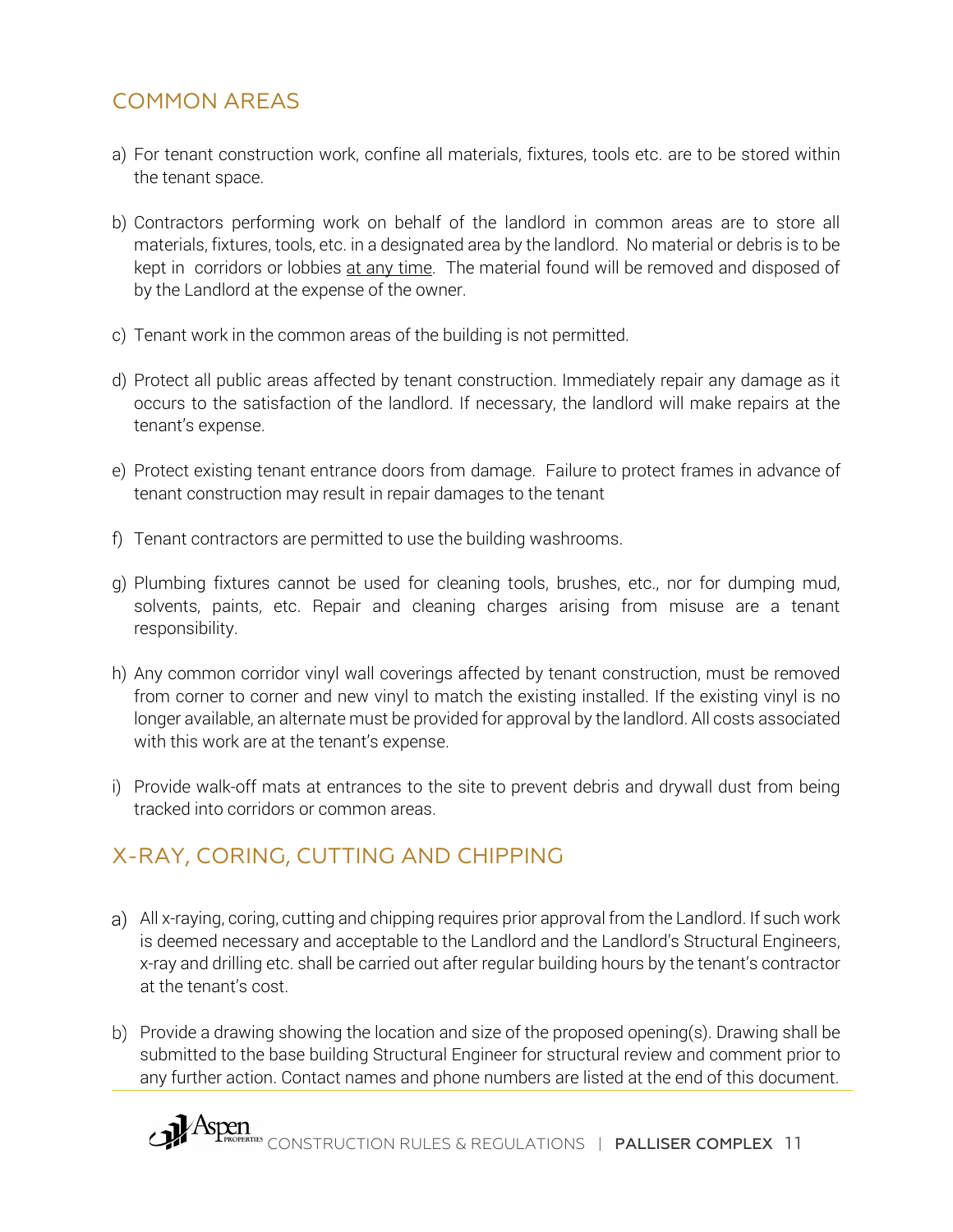## COMMON AREAS

a) For tenant construction work, confine all materials, fixtures, tools etc. are to be stored within the tenant space.

b) Contractors performing work on behalf of the landlord in common areas are to store all materials, fixtures, tools, etc. in a designated area by the landlord. No material or debris is to be kept in corridors or lobbies <u>at any time</u>. The material found will be removed and disposed of by the Landlord at the expense of the owner.

c) Tenant work in the common areas of the building is not permitted.

d) Protect all public areas affected by tenant construction. Immediately repair any damage as it occurs to the satisfaction of the landlord. If necessary, the landlord will make repairs at the tenant's expense.

e) Protect existing tenant entrance doors from damage. Failure to protect frames in advance of tenant construction may result in repair damages to the tenant

f) Tenant contractors are permitted to use the building washrooms.

g) Plumbing fixtures cannot be used for cleaning tools, brushes, etc., nor for dumping mud, solvents, paints, etc. Repair and cleaning charges arising from misuse are a tenant responsibility.

h) Any common corridor vinyl wall coverings affected by tenant construction, must be removed from corner to corner and new vinyl to match the existing installed. If the existing vinyl is no longer available, an alternate must be provided for approval by the landlord. All costs associated with this work are at the tenant's expense.

i) Provide walk-off mats at entrances to the site to prevent debris and drywall dust from being tracked into corridors or common areas.

## X-RAY, CORING, CUTTING AND CHIPPING

a) All x-raying, coring, cutting and chipping requires prior approval from the Landlord. If such work is deemed necessary and acceptable to the Landlord and the Landlord's Structural Engineers, x-ray and drilling etc. shall be carried out after regular building hours by the tenant's contractor at the tenant's cost.

b) Provide a drawing showing the location and size of the proposed opening(s). Drawing shall be submitted to the base building Structural Engineer for structural review and comment prior to any further action. Contact names and phone numbers are listed at the end of this document.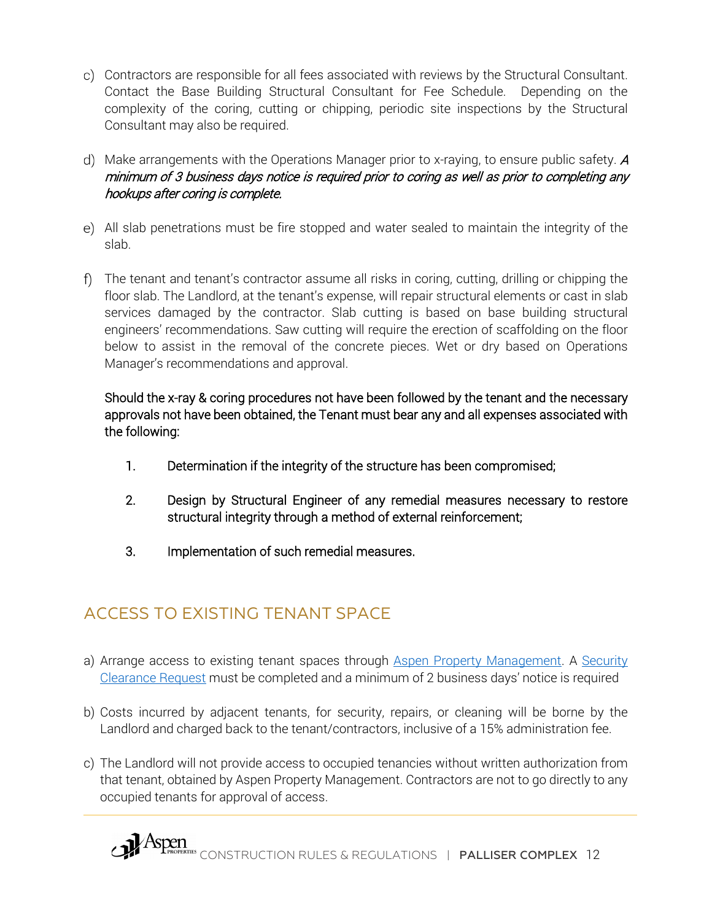c) Contractors are responsible for all fees associated with reviews by the Structural Consultant. Contact the Base Building Structural Consultant for Fee Schedule. Depending on the complexity of the coring, cutting or chipping, periodic site inspections by the Structural Consultant may also be required.

d) Make arrangements with the Operations Manager prior to x-raying, to ensure public safety. *A minimum of 3 business days notice is required prior to coring as well as prior to completing any hookups after coring is complete.*

e) All slab penetrations must be fire stopped and water sealed to maintain the integrity of the slab.

f) The tenant and tenant's contractor assume all risks in coring, cutting, drilling or chipping the floor slab. The Landlord, at the tenant's expense, will repair structural elements or cast in slab services damaged by the contractor. Slab cutting is based on base building structural engineers' recommendations. Saw cutting will require the erection of scaffolding on the floor below to assist in the removal of the concrete pieces. Wet or dry based on Operations Manager's recommendations and approval.

Should the x-ray & coring procedures not have been followed by the tenant and the necessary approvals not have been obtained, the Tenant must bear any and all expenses associated with the following:

1. Determination if the integrity of the structure has been compromised;
2. Design by Structural Engineer of any remedial measures necessary to restore structural integrity through a method of external reinforcement;
3. Implementation of such remedial measures.

## ACCESS TO EXISTING TENANT SPACE

a) Arrange access to existing tenant spaces through Aspen Property Management. A Security Clearance Request must be completed and a minimum of 2 business days' notice is required

b) Costs incurred by adjacent tenants, for security, repairs, or cleaning will be borne by the Landlord and charged back to the tenant/contractors, inclusive of a 15% administration fee.

c) The Landlord will not provide access to occupied tenancies without written authorization from that tenant, obtained by Aspen Property Management. Contractors are not to go directly to any occupied tenants for approval of access.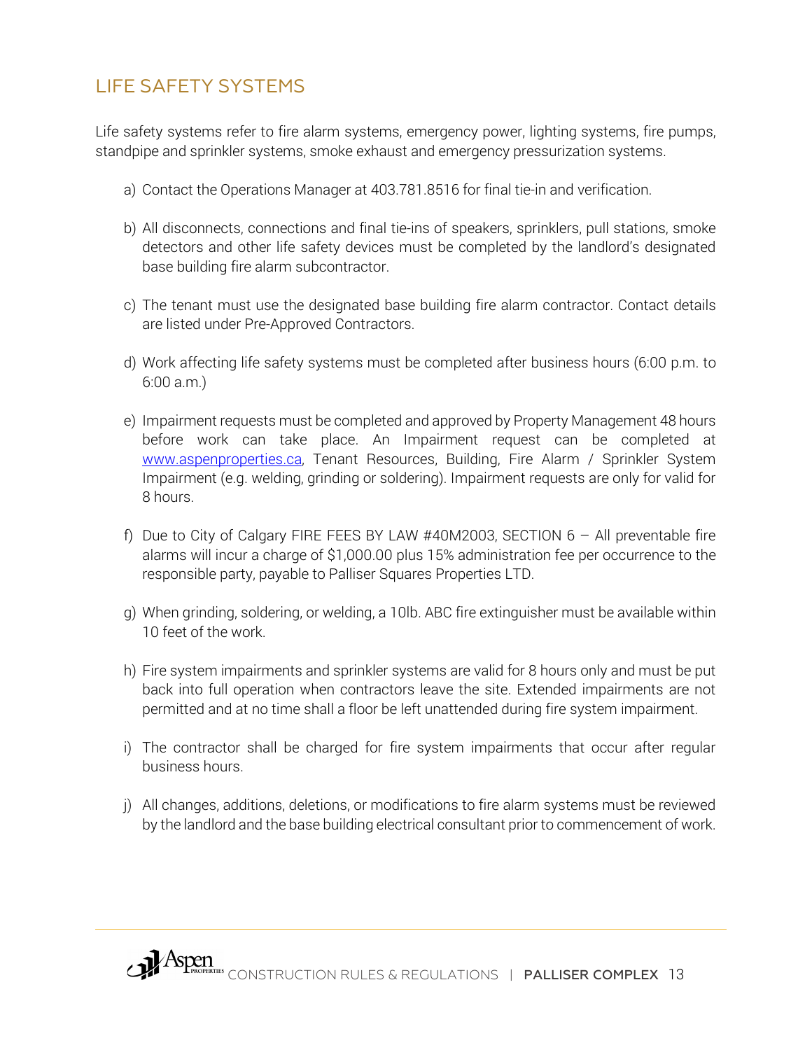## LIFE SAFETY SYSTEMS

Life safety systems refer to fire alarm systems, emergency power, lighting systems, fire pumps, standpipe and sprinkler systems, smoke exhaust and emergency pressurization systems.

a) Contact the Operations Manager at 403.781.8516 for final tie-in and verification.

b) All disconnects, connections and final tie-ins of speakers, sprinklers, pull stations, smoke detectors and other life safety devices must be completed by the landlord's designated base building fire alarm subcontractor.

c) The tenant must use the designated base building fire alarm contractor. Contact details are listed under Pre-Approved Contractors.

d) Work affecting life safety systems must be completed after business hours (6:00 p.m. to 6:00 a.m.)

e) Impairment requests must be completed and approved by Property Management 48 hours before work can take place. An Impairment request can be completed at www.aspenproperties.ca, Tenant Resources, Building, Fire Alarm / Sprinkler System Impairment (e.g. welding, grinding or soldering). Impairment requests are only for valid for 8 hours.

f) Due to City of Calgary FIRE FEES BY LAW #40M2003, SECTION 6 – All preventable fire alarms will incur a charge of $1,000.00 plus 15% administration fee per occurrence to the responsible party, payable to Palliser Squares Properties LTD.

g) When grinding, soldering, or welding, a 10lb. ABC fire extinguisher must be available within 10 feet of the work.

h) Fire system impairments and sprinkler systems are valid for 8 hours only and must be put back into full operation when contractors leave the site. Extended impairments are not permitted and at no time shall a floor be left unattended during fire system impairment.

i) The contractor shall be charged for fire system impairments that occur after regular business hours.

j) All changes, additions, deletions, or modifications to fire alarm systems must be reviewed by the landlord and the base building electrical consultant prior to commencement of work.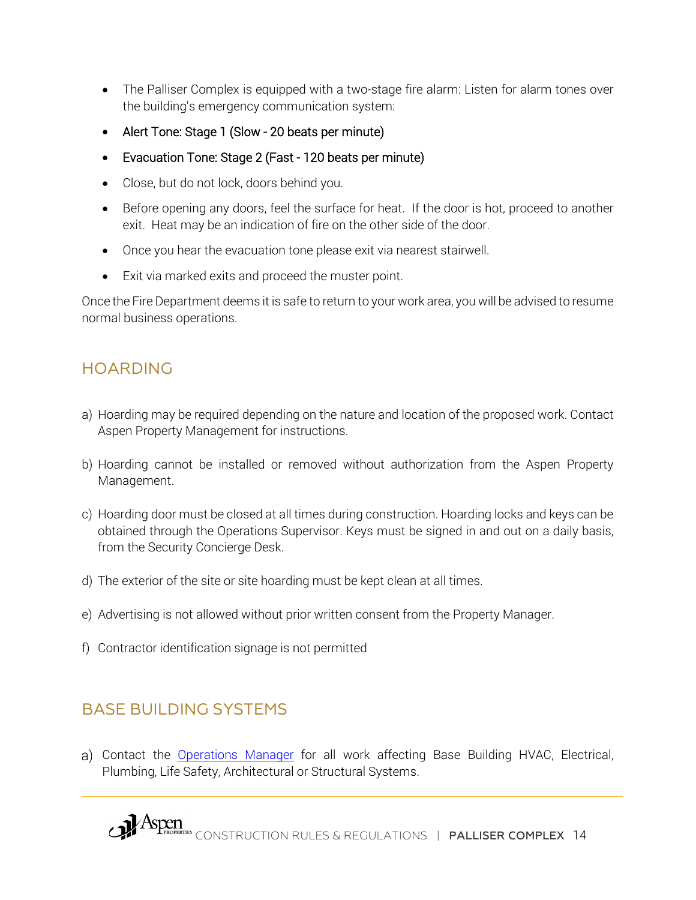- The Palliser Complex is equipped with a two-stage fire alarm: Listen for alarm tones over the building's emergency communication system:
- Alert Tone: Stage 1 (Slow - 20 beats per minute)
- Evacuation Tone: Stage 2 (Fast - 120 beats per minute)
- Close, but do not lock, doors behind you.
- Before opening any doors, feel the surface for heat. If the door is hot, proceed to another exit. Heat may be an indication of fire on the other side of the door.
- Once you hear the evacuation tone please exit via nearest stairwell.
- Exit via marked exits and proceed the muster point.

Once the Fire Department deems it is safe to return to your work area, you will be advised to resume normal business operations.

## HOARDING

a) Hoarding may be required depending on the nature and location of the proposed work. Contact Aspen Property Management for instructions.

b) Hoarding cannot be installed or removed without authorization from the Aspen Property Management.

c) Hoarding door must be closed at all times during construction. Hoarding locks and keys can be obtained through the Operations Supervisor. Keys must be signed in and out on a daily basis, from the Security Concierge Desk.

d) The exterior of the site or site hoarding must be kept clean at all times.

e) Advertising is not allowed without prior written consent from the Property Manager.

f) Contractor identification signage is not permitted

## BASE BUILDING SYSTEMS

a) Contact the Operations Manager for all work affecting Base Building HVAC, Electrical, Plumbing, Life Safety, Architectural or Structural Systems.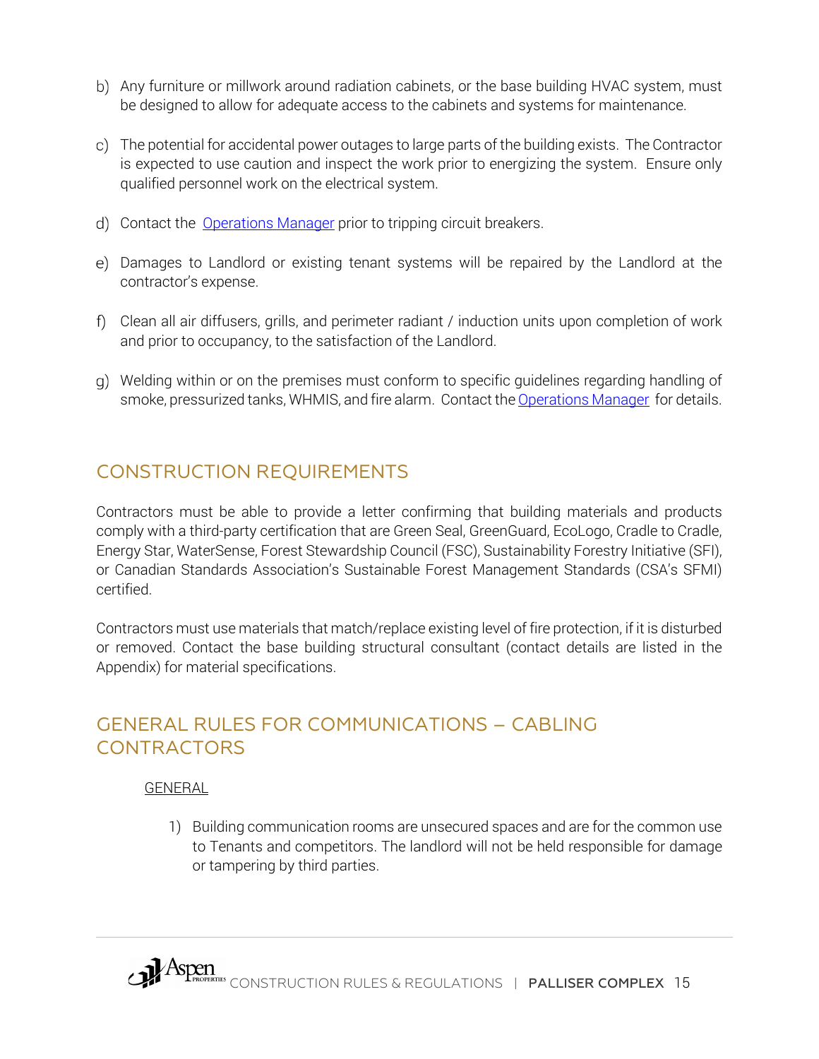b) Any furniture or millwork around radiation cabinets, or the base building HVAC system, must be designed to allow for adequate access to the cabinets and systems for maintenance.

c) The potential for accidental power outages to large parts of the building exists. The Contractor is expected to use caution and inspect the work prior to energizing the system. Ensure only qualified personnel work on the electrical system.

d) Contact the Operations Manager prior to tripping circuit breakers.

e) Damages to Landlord or existing tenant systems will be repaired by the Landlord at the contractor's expense.

f) Clean all air diffusers, grills, and perimeter radiant / induction units upon completion of work and prior to occupancy, to the satisfaction of the Landlord.

g) Welding within or on the premises must conform to specific guidelines regarding handling of smoke, pressurized tanks, WHMIS, and fire alarm. Contact the Operations Manager for details.

## CONSTRUCTION REQUIREMENTS

Contractors must be able to provide a letter confirming that building materials and products comply with a third-party certification that are Green Seal, GreenGuard, EcoLogo, Cradle to Cradle, Energy Star, WaterSense, Forest Stewardship Council (FSC), Sustainability Forestry Initiative (SFI), or Canadian Standards Association's Sustainable Forest Management Standards (CSA's SFMI) certified.

Contractors must use materials that match/replace existing level of fire protection, if it is disturbed or removed. Contact the base building structural consultant (contact details are listed in the Appendix) for material specifications.

## GENERAL RULES FOR COMMUNICATIONS – CABLING CONTRACTORS

<u>GENERAL</u>

1) Building communication rooms are unsecured spaces and are for the common use to Tenants and competitors. The landlord will not be held responsible for damage or tampering by third parties.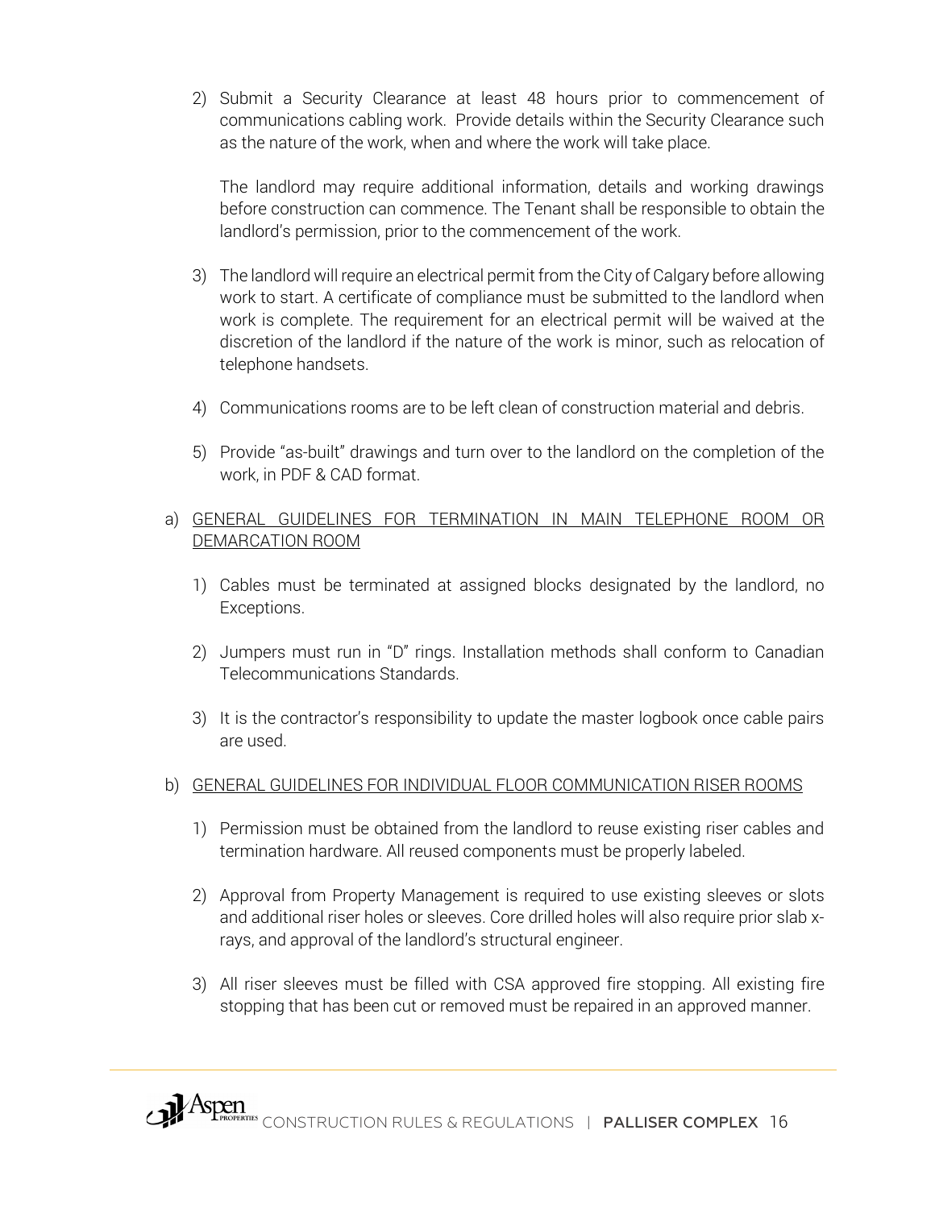2) Submit a Security Clearance at least 48 hours prior to commencement of communications cabling work. Provide details within the Security Clearance such as the nature of the work, when and where the work will take place.

   The landlord may require additional information, details and working drawings before construction can commence. The Tenant shall be responsible to obtain the landlord's permission, prior to the commencement of the work.

3) The landlord will require an electrical permit from the City of Calgary before allowing work to start. A certificate of compliance must be submitted to the landlord when work is complete. The requirement for an electrical permit will be waived at the discretion of the landlord if the nature of the work is minor, such as relocation of telephone handsets.

4) Communications rooms are to be left clean of construction material and debris.

5) Provide "as-built" drawings and turn over to the landlord on the completion of the work, in PDF & CAD format.

a) <u>GENERAL GUIDELINES FOR TERMINATION IN MAIN TELEPHONE ROOM OR DEMARCATION ROOM</u>

   1) Cables must be terminated at assigned blocks designated by the landlord, no Exceptions.

   2) Jumpers must run in "D" rings. Installation methods shall conform to Canadian Telecommunications Standards.

   3) It is the contractor's responsibility to update the master logbook once cable pairs are used.

b) <u>GENERAL GUIDELINES FOR INDIVIDUAL FLOOR COMMUNICATION RISER ROOMS</u>

   1) Permission must be obtained from the landlord to reuse existing riser cables and termination hardware. All reused components must be properly labeled.

   2) Approval from Property Management is required to use existing sleeves or slots and additional riser holes or sleeves. Core drilled holes will also require prior slab x-rays, and approval of the landlord's structural engineer.

   3) All riser sleeves must be filled with CSA approved fire stopping. All existing fire stopping that has been cut or removed must be repaired in an approved manner.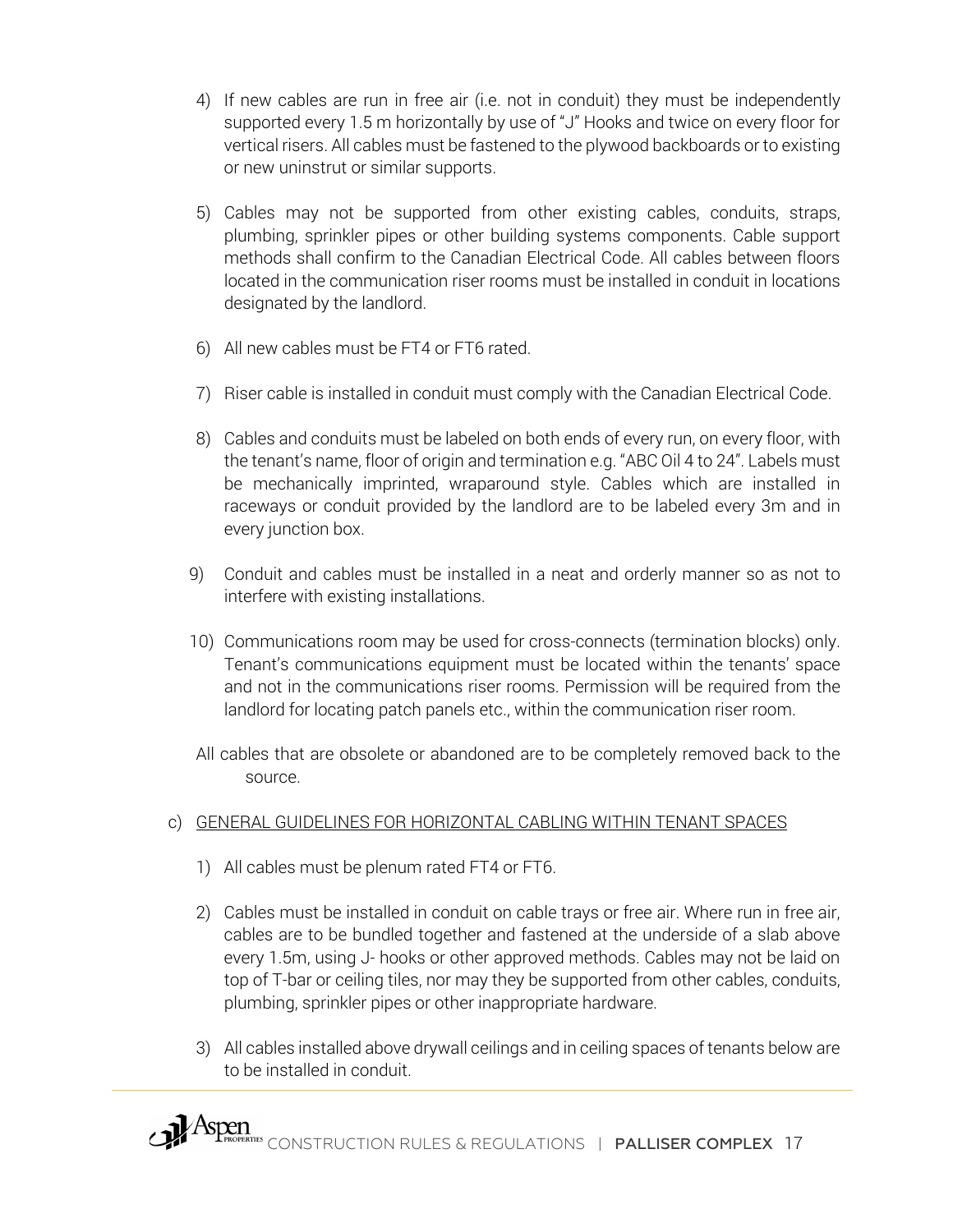4) If new cables are run in free air (i.e. not in conduit) they must be independently supported every 1.5 m horizontally by use of "J" Hooks and twice on every floor for vertical risers. All cables must be fastened to the plywood backboards or to existing or new uninstrut or similar supports.

5) Cables may not be supported from other existing cables, conduits, straps, plumbing, sprinkler pipes or other building systems components. Cable support methods shall confirm to the Canadian Electrical Code. All cables between floors located in the communication riser rooms must be installed in conduit in locations designated by the landlord.

6) All new cables must be FT4 or FT6 rated.

7) Riser cable is installed in conduit must comply with the Canadian Electrical Code.

8) Cables and conduits must be labeled on both ends of every run, on every floor, with the tenant's name, floor of origin and termination e.g. "ABC Oil 4 to 24". Labels must be mechanically imprinted, wraparound style. Cables which are installed in raceways or conduit provided by the landlord are to be labeled every 3m and in every junction box.

9) Conduit and cables must be installed in a neat and orderly manner so as not to interfere with existing installations.

10) Communications room may be used for cross-connects (termination blocks) only. Tenant's communications equipment must be located within the tenants' space and not in the communications riser rooms. Permission will be required from the landlord for locating patch panels etc., within the communication riser room.

All cables that are obsolete or abandoned are to be completely removed back to the source.

c) GENERAL GUIDELINES FOR HORIZONTAL CABLING WITHIN TENANT SPACES

1) All cables must be plenum rated FT4 or FT6.

2) Cables must be installed in conduit on cable trays or free air. Where run in free air, cables are to be bundled together and fastened at the underside of a slab above every 1.5m, using J- hooks or other approved methods. Cables may not be laid on top of T-bar or ceiling tiles, nor may they be supported from other cables, conduits, plumbing, sprinkler pipes or other inappropriate hardware.

3) All cables installed above drywall ceilings and in ceiling spaces of tenants below are to be installed in conduit.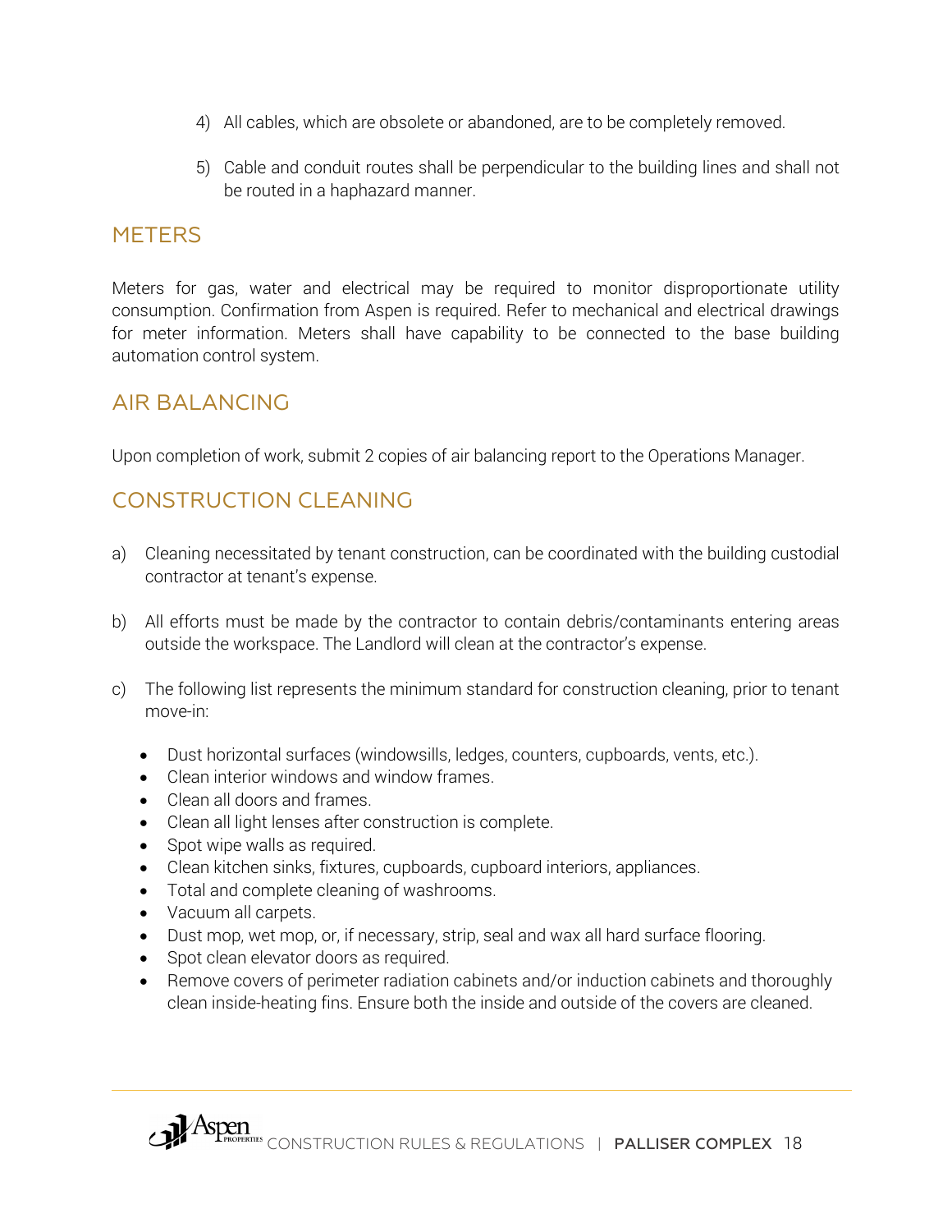4) All cables, which are obsolete or abandoned, are to be completely removed.

5) Cable and conduit routes shall be perpendicular to the building lines and shall not be routed in a haphazard manner.

## METERS

Meters for gas, water and electrical may be required to monitor disproportionate utility consumption. Confirmation from Aspen is required. Refer to mechanical and electrical drawings for meter information. Meters shall have capability to be connected to the base building automation control system.

## AIR BALANCING

Upon completion of work, submit 2 copies of air balancing report to the Operations Manager.

## CONSTRUCTION CLEANING

a) Cleaning necessitated by tenant construction, can be coordinated with the building custodial contractor at tenant's expense.

b) All efforts must be made by the contractor to contain debris/contaminants entering areas outside the workspace. The Landlord will clean at the contractor's expense.

c) The following list represents the minimum standard for construction cleaning, prior to tenant move-in:

- Dust horizontal surfaces (windowsills, ledges, counters, cupboards, vents, etc.).
- Clean interior windows and window frames.
- Clean all doors and frames.
- Clean all light lenses after construction is complete.
- Spot wipe walls as required.
- Clean kitchen sinks, fixtures, cupboards, cupboard interiors, appliances.
- Total and complete cleaning of washrooms.
- Vacuum all carpets.
- Dust mop, wet mop, or, if necessary, strip, seal and wax all hard surface flooring.
- Spot clean elevator doors as required.
- Remove covers of perimeter radiation cabinets and/or induction cabinets and thoroughly clean inside-heating fins. Ensure both the inside and outside of the covers are cleaned.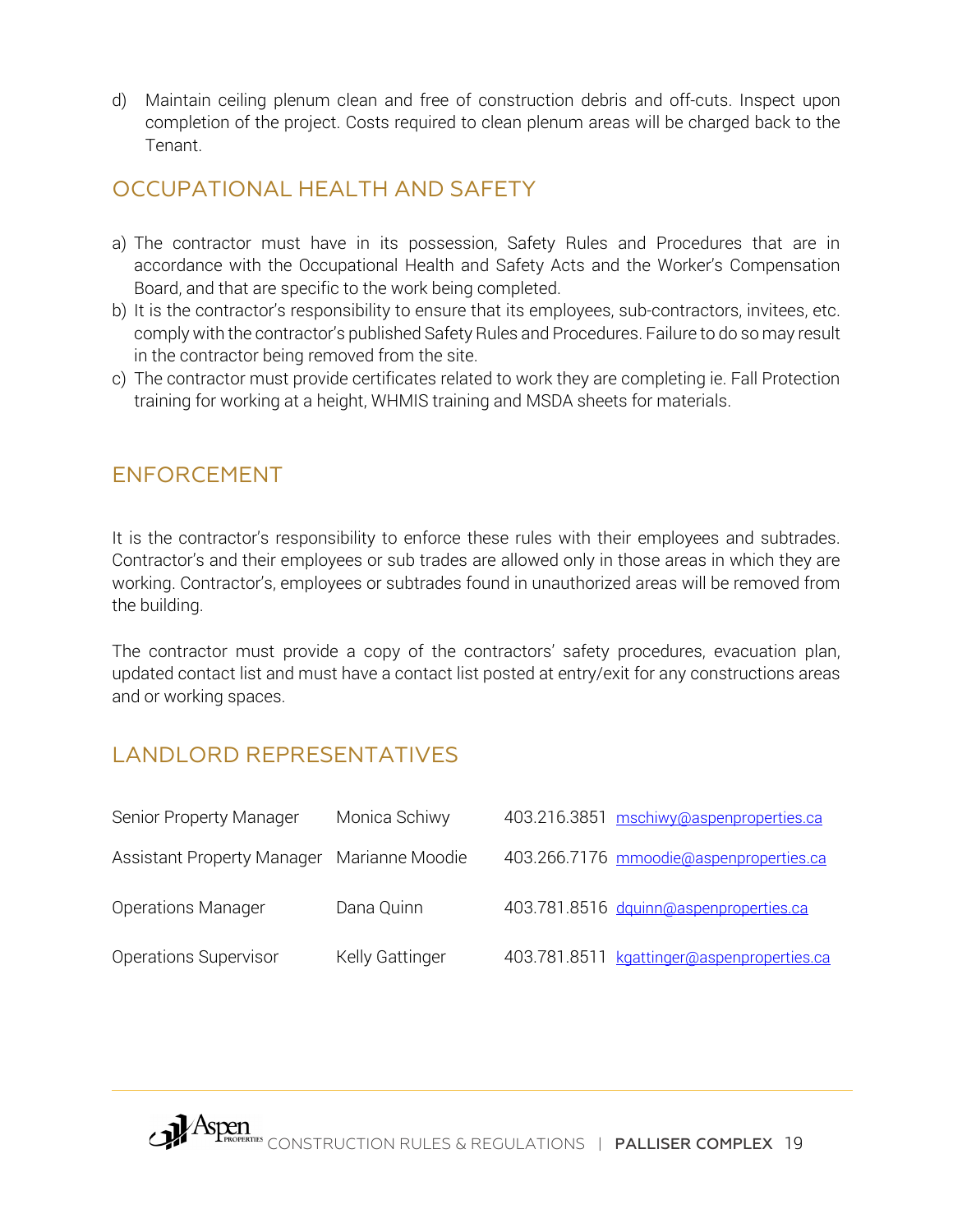d) Maintain ceiling plenum clean and free of construction debris and off-cuts. Inspect upon completion of the project. Costs required to clean plenum areas will be charged back to the Tenant.

## OCCUPATIONAL HEALTH AND SAFETY

a) The contractor must have in its possession, Safety Rules and Procedures that are in accordance with the Occupational Health and Safety Acts and the Worker's Compensation Board, and that are specific to the work being completed.
b) It is the contractor's responsibility to ensure that its employees, sub-contractors, invitees, etc. comply with the contractor's published Safety Rules and Procedures. Failure to do so may result in the contractor being removed from the site.
c) The contractor must provide certificates related to work they are completing ie. Fall Protection training for working at a height, WHMIS training and MSDA sheets for materials.

## ENFORCEMENT

It is the contractor's responsibility to enforce these rules with their employees and subtrades. Contractor's and their employees or sub trades are allowed only in those areas in which they are working. Contractor's, employees or subtrades found in unauthorized areas will be removed from the building.

The contractor must provide a copy of the contractors' safety procedures, evacuation plan, updated contact list and must have a contact list posted at entry/exit for any constructions areas and or working spaces.

## LANDLORD REPRESENTATIVES

| | | | |
|---|---|---|---|
| Senior Property Manager | Monica Schiwy | 403.216.3851 | mschiwy@aspenproperties.ca |
| Assistant Property Manager | Marianne Moodie | 403.266.7176 | mmoodie@aspenproperties.ca |
| Operations Manager | Dana Quinn | 403.781.8516 | dquinn@aspenproperties.ca |
| Operations Supervisor | Kelly Gattinger | 403.781.8511 | kgattinger@aspenproperties.ca |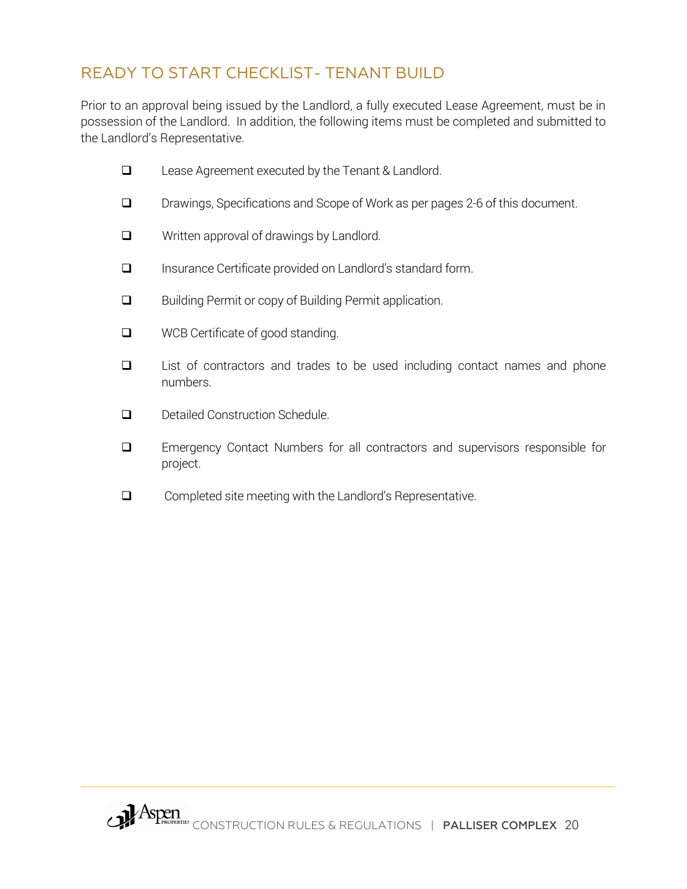## READY TO START CHECKLIST- TENANT BUILD

Prior to an approval being issued by the Landlord, a fully executed Lease Agreement, must be in possession of the Landlord. In addition, the following items must be completed and submitted to the Landlord's Representative.

- ☐ Lease Agreement executed by the Tenant & Landlord.
- ☐ Drawings, Specifications and Scope of Work as per pages 2-6 of this document.
- ☐ Written approval of drawings by Landlord.
- ☐ Insurance Certificate provided on Landlord's standard form.
- ☐ Building Permit or copy of Building Permit application.
- ☐ WCB Certificate of good standing.
- ☐ List of contractors and trades to be used including contact names and phone numbers.
- ☐ Detailed Construction Schedule.
- ☐ Emergency Contact Numbers for all contractors and supervisors responsible for project.
- ☐ Completed site meeting with the Landlord's Representative.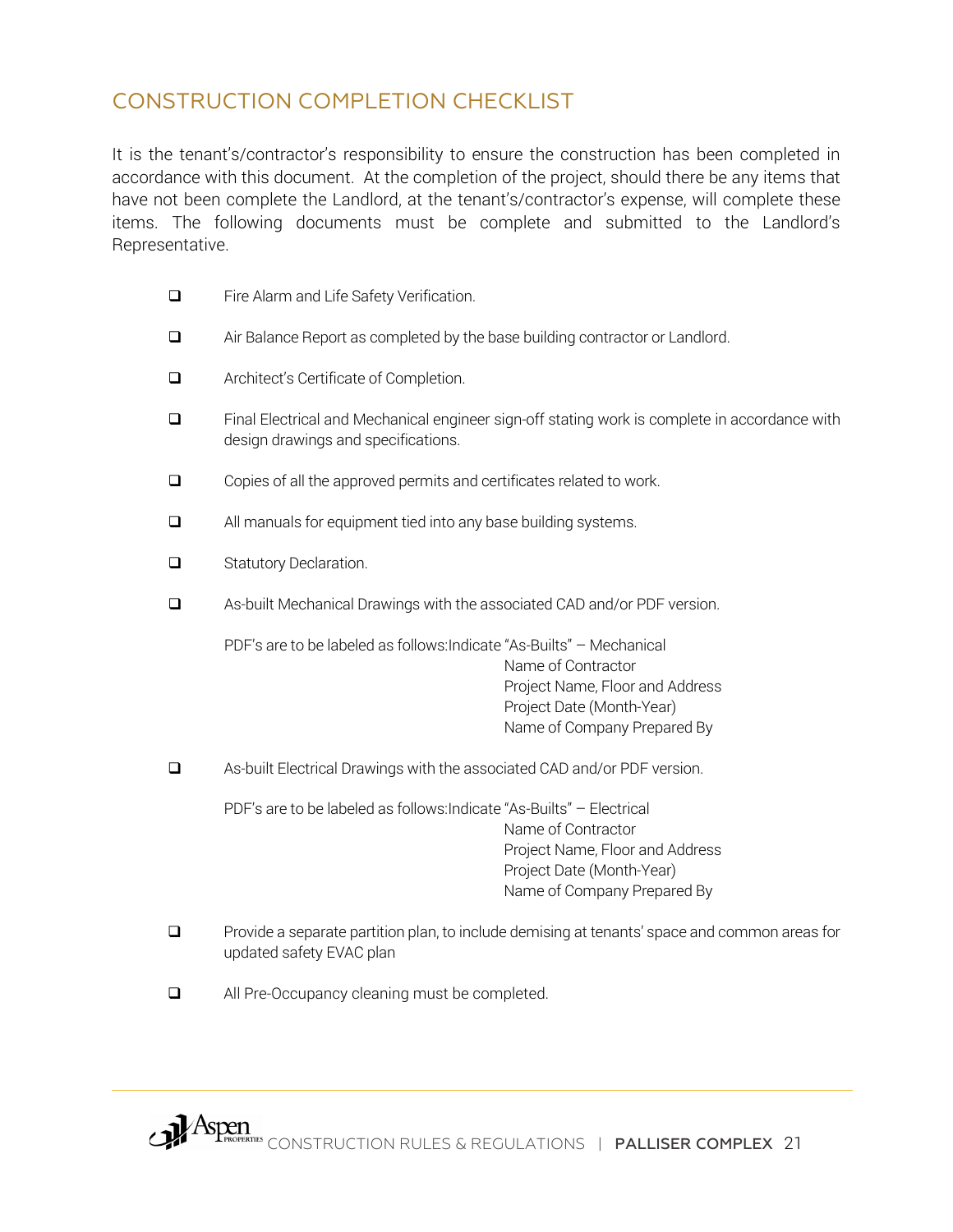## CONSTRUCTION COMPLETION CHECKLIST

It is the tenant's/contractor's responsibility to ensure the construction has been completed in accordance with this document. At the completion of the project, should there be any items that have not been complete the Landlord, at the tenant's/contractor's expense, will complete these items. The following documents must be complete and submitted to the Landlord's Representative.

- ☐ Fire Alarm and Life Safety Verification.
- ☐ Air Balance Report as completed by the base building contractor or Landlord.
- ☐ Architect's Certificate of Completion.
- ☐ Final Electrical and Mechanical engineer sign-off stating work is complete in accordance with design drawings and specifications.
- ☐ Copies of all the approved permits and certificates related to work.
- ☐ All manuals for equipment tied into any base building systems.
- ☐ Statutory Declaration.
- ☐ As-built Mechanical Drawings with the associated CAD and/or PDF version.

  PDF's are to be labeled as follows:Indicate "As-Builts" – Mechanical
  Name of Contractor
  Project Name, Floor and Address
  Project Date (Month-Year)
  Name of Company Prepared By

- ☐ As-built Electrical Drawings with the associated CAD and/or PDF version.

  PDF's are to be labeled as follows:Indicate "As-Builts" – Electrical
  Name of Contractor
  Project Name, Floor and Address
  Project Date (Month-Year)
  Name of Company Prepared By

- ☐ Provide a separate partition plan, to include demising at tenants' space and common areas for updated safety EVAC plan
- ☐ All Pre-Occupancy cleaning must be completed.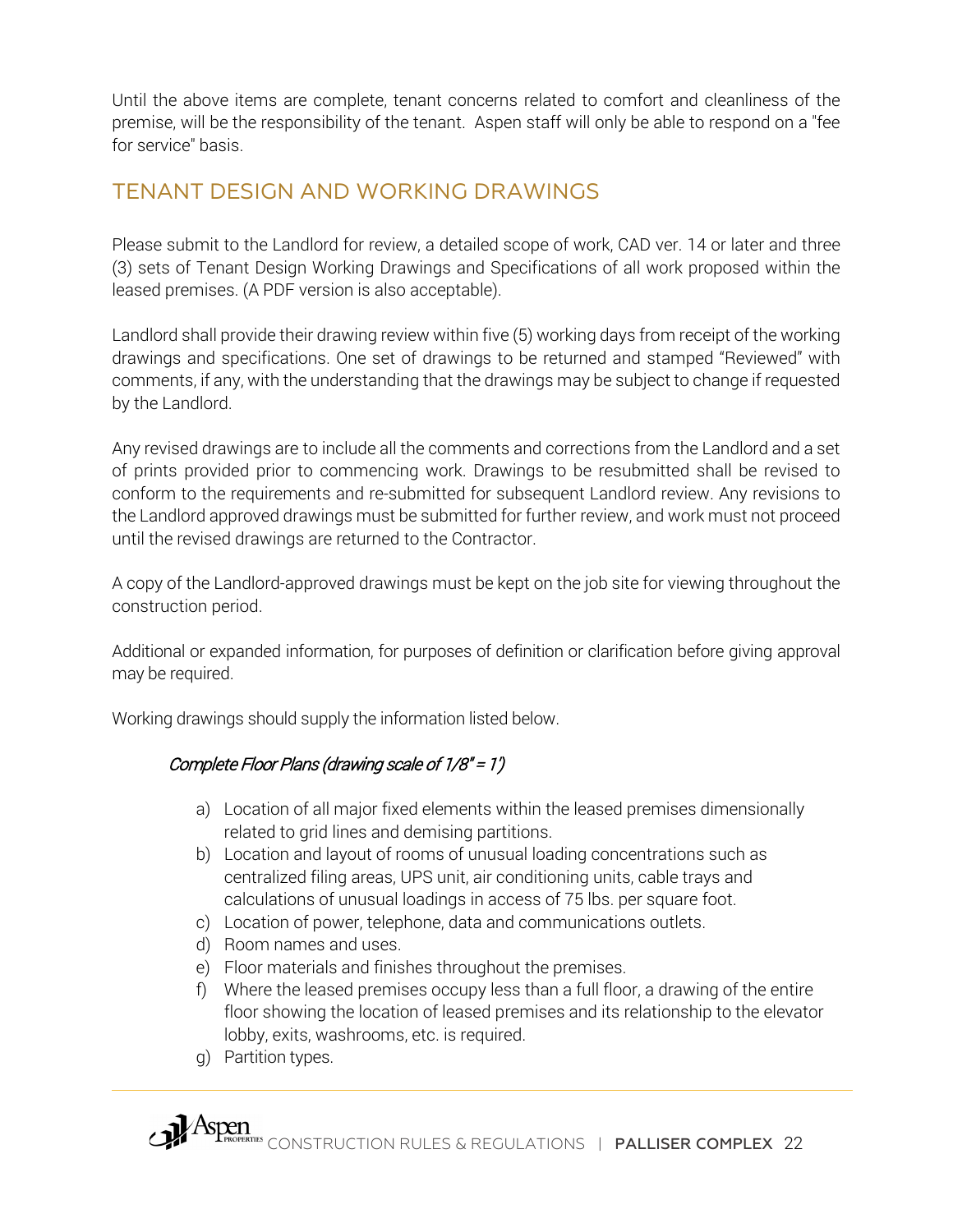Until the above items are complete, tenant concerns related to comfort and cleanliness of the premise, will be the responsibility of the tenant. Aspen staff will only be able to respond on a "fee for service" basis.

## TENANT DESIGN AND WORKING DRAWINGS

Please submit to the Landlord for review, a detailed scope of work, CAD ver. 14 or later and three (3) sets of Tenant Design Working Drawings and Specifications of all work proposed within the leased premises. (A PDF version is also acceptable).

Landlord shall provide their drawing review within five (5) working days from receipt of the working drawings and specifications. One set of drawings to be returned and stamped "Reviewed" with comments, if any, with the understanding that the drawings may be subject to change if requested by the Landlord.

Any revised drawings are to include all the comments and corrections from the Landlord and a set of prints provided prior to commencing work. Drawings to be resubmitted shall be revised to conform to the requirements and re-submitted for subsequent Landlord review. Any revisions to the Landlord approved drawings must be submitted for further review, and work must not proceed until the revised drawings are returned to the Contractor.

A copy of the Landlord-approved drawings must be kept on the job site for viewing throughout the construction period.

Additional or expanded information, for purposes of definition or clarification before giving approval may be required.

Working drawings should supply the information listed below.

*Complete Floor Plans (drawing scale of 1/8" = 1')*

a) Location of all major fixed elements within the leased premises dimensionally related to grid lines and demising partitions.
b) Location and layout of rooms of unusual loading concentrations such as centralized filing areas, UPS unit, air conditioning units, cable trays and calculations of unusual loadings in access of 75 lbs. per square foot.
c) Location of power, telephone, data and communications outlets.
d) Room names and uses.
e) Floor materials and finishes throughout the premises.
f) Where the leased premises occupy less than a full floor, a drawing of the entire floor showing the location of leased premises and its relationship to the elevator lobby, exits, washrooms, etc. is required.
g) Partition types.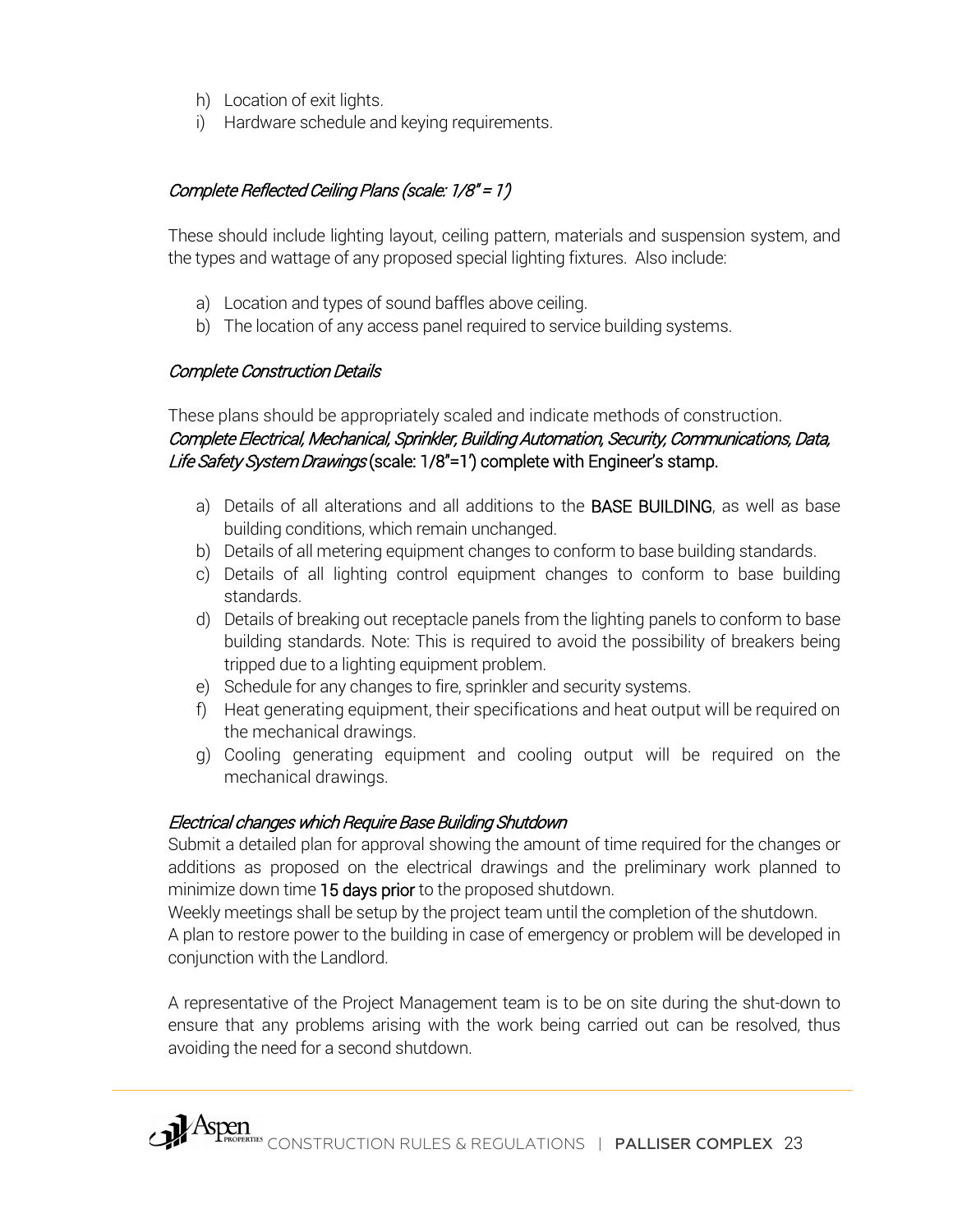h) Location of exit lights.
i) Hardware schedule and keying requirements.

*Complete Reflected Ceiling Plans (scale: 1/8" = 1')*

These should include lighting layout, ceiling pattern, materials and suspension system, and the types and wattage of any proposed special lighting fixtures. Also include:

a) Location and types of sound baffles above ceiling.
b) The location of any access panel required to service building systems.

*Complete Construction Details*

These plans should be appropriately scaled and indicate methods of construction.
*Complete Electrical, Mechanical, Sprinkler, Building Automation, Security, Communications, Data, Life Safety System Drawings* (scale: 1/8"=1') complete with Engineer's stamp.

a) Details of all alterations and all additions to the **BASE BUILDING**, as well as base building conditions, which remain unchanged.
b) Details of all metering equipment changes to conform to base building standards.
c) Details of all lighting control equipment changes to conform to base building standards.
d) Details of breaking out receptacle panels from the lighting panels to conform to base building standards. Note: This is required to avoid the possibility of breakers being tripped due to a lighting equipment problem.
e) Schedule for any changes to fire, sprinkler and security systems.
f) Heat generating equipment, their specifications and heat output will be required on the mechanical drawings.
g) Cooling generating equipment and cooling output will be required on the mechanical drawings.

*Electrical changes which Require Base Building Shutdown*

Submit a detailed plan for approval showing the amount of time required for the changes or additions as proposed on the electrical drawings and the preliminary work planned to minimize down time **15 days prior** to the proposed shutdown.
Weekly meetings shall be setup by the project team until the completion of the shutdown.
A plan to restore power to the building in case of emergency or problem will be developed in conjunction with the Landlord.

A representative of the Project Management team is to be on site during the shut-down to ensure that any problems arising with the work being carried out can be resolved, thus avoiding the need for a second shutdown.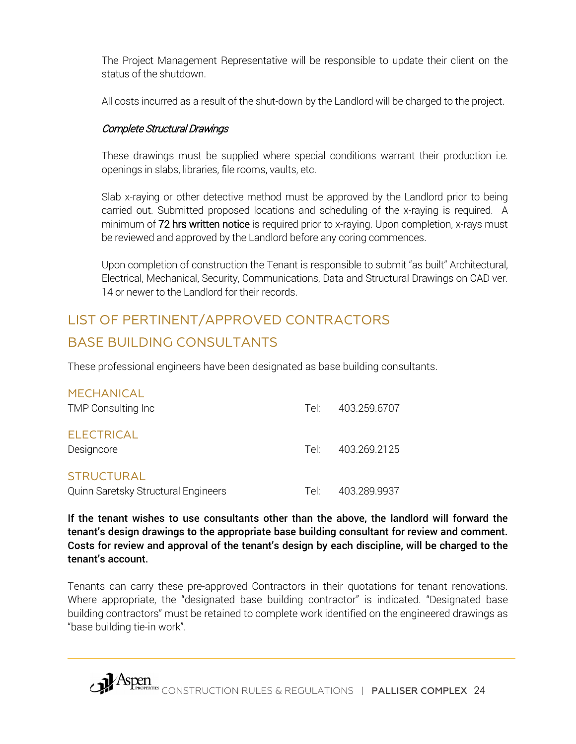The Project Management Representative will be responsible to update their client on the status of the shutdown.

All costs incurred as a result of the shut-down by the Landlord will be charged to the project.

*Complete Structural Drawings*

These drawings must be supplied where special conditions warrant their production i.e. openings in slabs, libraries, file rooms, vaults, etc.

Slab x-raying or other detective method must be approved by the Landlord prior to being carried out. Submitted proposed locations and scheduling of the x-raying is required. A minimum of 72 hrs written notice is required prior to x-raying. Upon completion, x-rays must be reviewed and approved by the Landlord before any coring commences.

Upon completion of construction the Tenant is responsible to submit "as built" Architectural, Electrical, Mechanical, Security, Communications, Data and Structural Drawings on CAD ver. 14 or newer to the Landlord for their records.

## LIST OF PERTINENT/APPROVED CONTRACTORS

## BASE BUILDING CONSULTANTS

These professional engineers have been designated as base building consultants.

### MECHANICAL

TMP Consulting Inc — Tel: 403.259.6707

### ELECTRICAL

Designcore — Tel: 403.269.2125

### STRUCTURAL

Quinn Saretsky Structural Engineers — Tel: 403.289.9937

**If the tenant wishes to use consultants other than the above, the landlord will forward the tenant's design drawings to the appropriate base building consultant for review and comment. Costs for review and approval of the tenant's design by each discipline, will be charged to the tenant's account.**

Tenants can carry these pre-approved Contractors in their quotations for tenant renovations. Where appropriate, the "designated base building contractor" is indicated. "Designated base building contractors" must be retained to complete work identified on the engineered drawings as "base building tie-in work".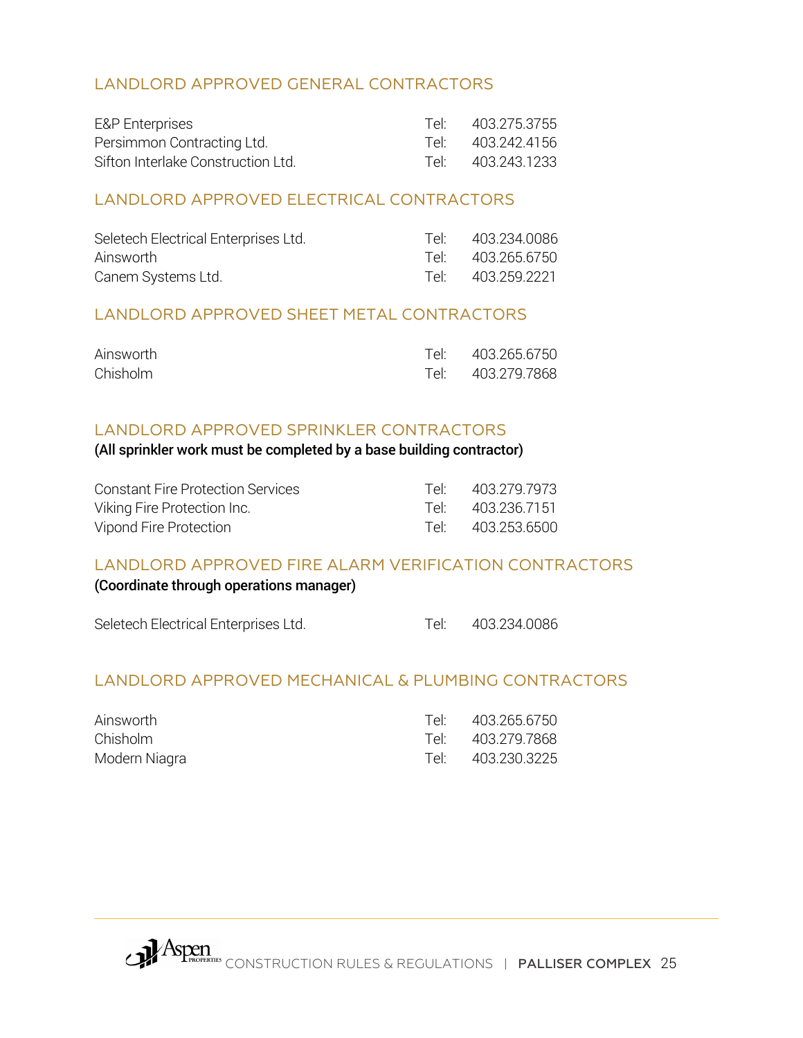## LANDLORD APPROVED GENERAL CONTRACTORS

| | | |
|---|---|---|
| E&P Enterprises | Tel: | 403.275.3755 |
| Persimmon Contracting Ltd. | Tel: | 403.242.4156 |
| Sifton Interlake Construction Ltd. | Tel: | 403.243.1233 |

## LANDLORD APPROVED ELECTRICAL CONTRACTORS

| | | |
|---|---|---|
| Seletech Electrical Enterprises Ltd. | Tel: | 403.234.0086 |
| Ainsworth | Tel: | 403.265.6750 |
| Canem Systems Ltd. | Tel: | 403.259.2221 |

## LANDLORD APPROVED SHEET METAL CONTRACTORS

| | | |
|---|---|---|
| Ainsworth | Tel: | 403.265.6750 |
| Chisholm | Tel: | 403.279.7868 |

## LANDLORD APPROVED SPRINKLER CONTRACTORS

**(All sprinkler work must be completed by a base building contractor)**

| | | |
|---|---|---|
| Constant Fire Protection Services | Tel: | 403.279.7973 |
| Viking Fire Protection Inc. | Tel: | 403.236.7151 |
| Vipond Fire Protection | Tel: | 403.253.6500 |

## LANDLORD APPROVED FIRE ALARM VERIFICATION CONTRACTORS

**(Coordinate through operations manager)**

| | | |
|---|---|---|
| Seletech Electrical Enterprises Ltd. | Tel: | 403.234.0086 |

## LANDLORD APPROVED MECHANICAL & PLUMBING CONTRACTORS

| | | |
|---|---|---|
| Ainsworth | Tel: | 403.265.6750 |
| Chisholm | Tel: | 403.279.7868 |
| Modern Niagra | Tel: | 403.230.3225 |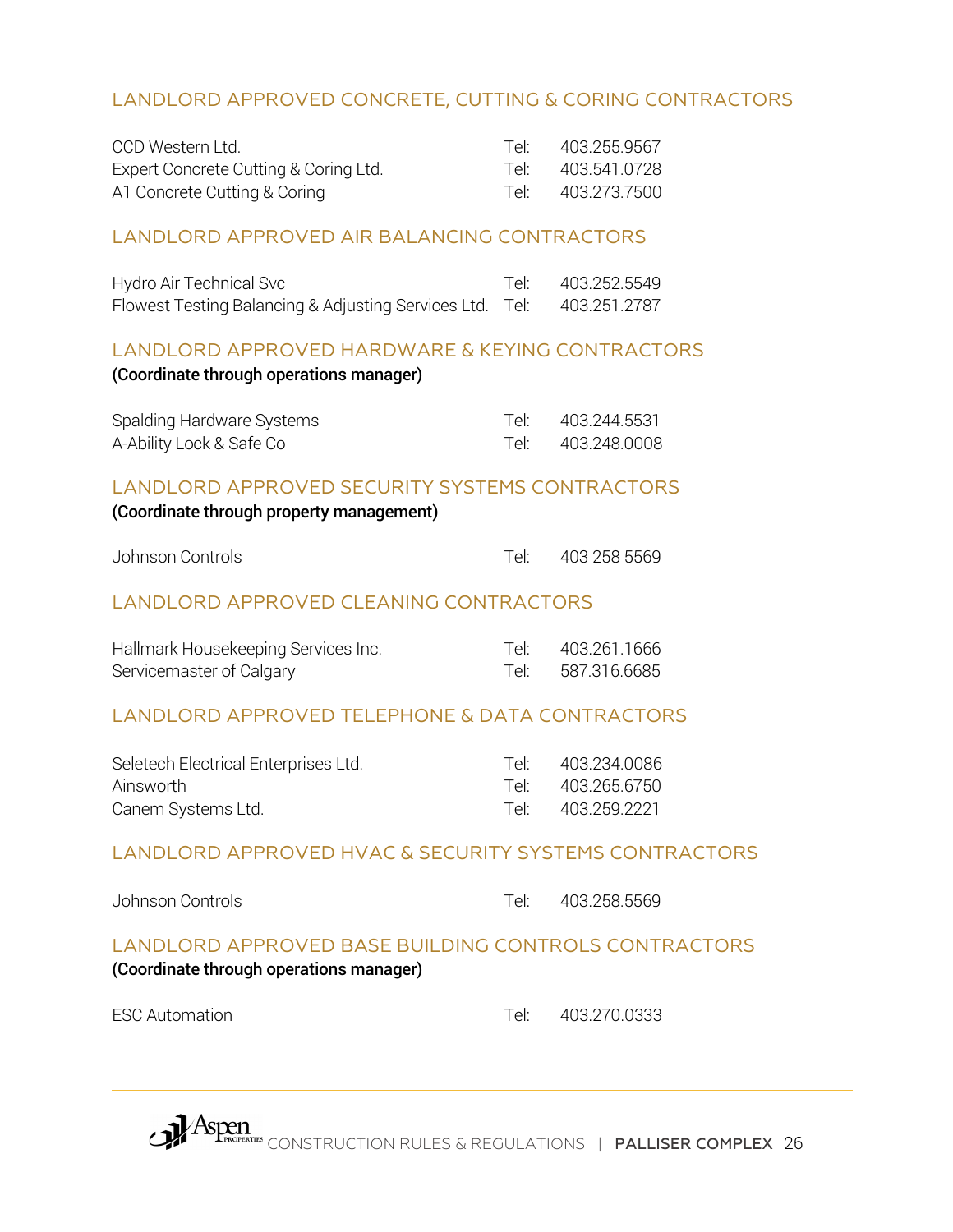## LANDLORD APPROVED CONCRETE, CUTTING & CORING CONTRACTORS

| | | |
|---|---|---|
| CCD Western Ltd. | Tel: | 403.255.9567 |
| Expert Concrete Cutting & Coring Ltd. | Tel: | 403.541.0728 |
| A1 Concrete Cutting & Coring | Tel: | 403.273.7500 |

## LANDLORD APPROVED AIR BALANCING CONTRACTORS

| | | |
|---|---|---|
| Hydro Air Technical Svc | Tel: | 403.252.5549 |
| Flowest Testing Balancing & Adjusting Services Ltd. | Tel: | 403.251.2787 |

## LANDLORD APPROVED HARDWARE & KEYING CONTRACTORS

**(Coordinate through operations manager)**

| | | |
|---|---|---|
| Spalding Hardware Systems | Tel: | 403.244.5531 |
| A-Ability Lock & Safe Co | Tel: | 403.248.0008 |

## LANDLORD APPROVED SECURITY SYSTEMS CONTRACTORS

**(Coordinate through property management)**

| | | |
|---|---|---|
| Johnson Controls | Tel: | 403 258 5569 |

## LANDLORD APPROVED CLEANING CONTRACTORS

| | | |
|---|---|---|
| Hallmark Housekeeping Services Inc. | Tel: | 403.261.1666 |
| Servicemaster of Calgary | Tel: | 587.316.6685 |

## LANDLORD APPROVED TELEPHONE & DATA CONTRACTORS

| | | |
|---|---|---|
| Seletech Electrical Enterprises Ltd. | Tel: | 403.234.0086 |
| Ainsworth | Tel: | 403.265.6750 |
| Canem Systems Ltd. | Tel: | 403.259.2221 |

## LANDLORD APPROVED HVAC & SECURITY SYSTEMS CONTRACTORS

| | | |
|---|---|---|
| Johnson Controls | Tel: | 403.258.5569 |

## LANDLORD APPROVED BASE BUILDING CONTROLS CONTRACTORS

**(Coordinate through operations manager)**

| | | |
|---|---|---|
| ESC Automation | Tel: | 403.270.0333 |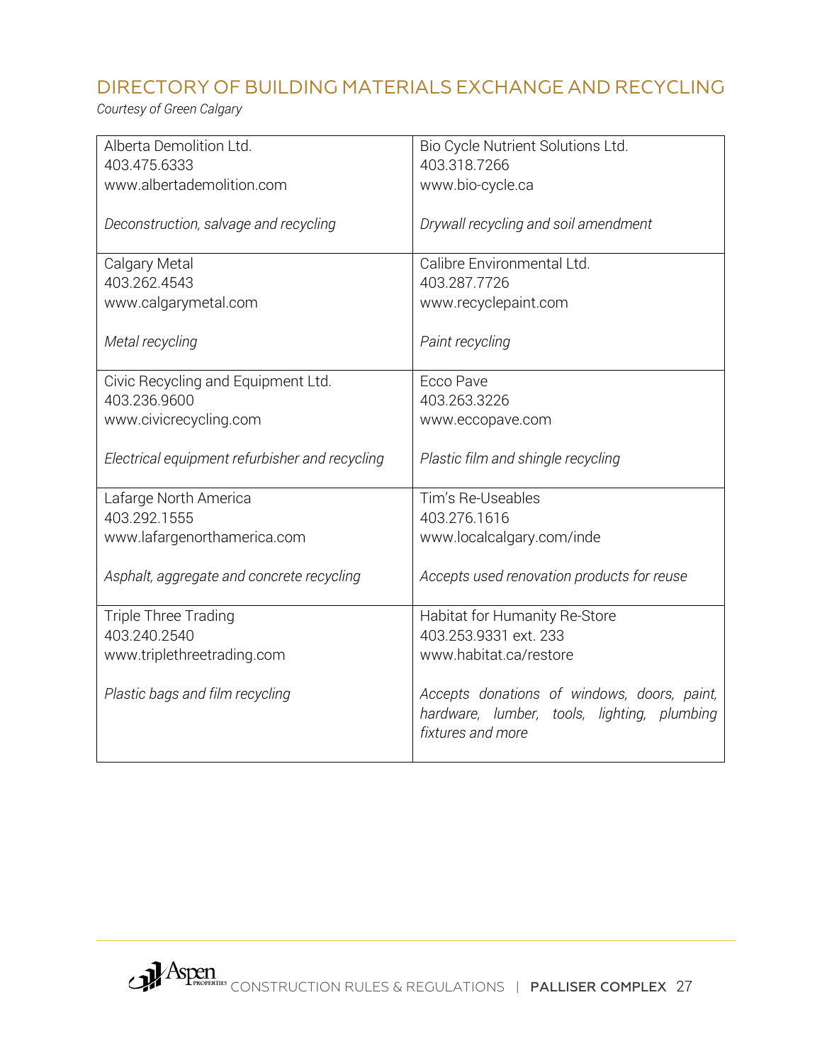## DIRECTORY OF BUILDING MATERIALS EXCHANGE AND RECYCLING

*Courtesy of Green Calgary*

| | |
|---|---|
| Alberta Demolition Ltd.<br>403.475.6333<br>www.albertademolition.com<br><br>*Deconstruction, salvage and recycling* | Bio Cycle Nutrient Solutions Ltd.<br>403.318.7266<br>www.bio-cycle.ca<br><br>*Drywall recycling and soil amendment* |
| Calgary Metal<br>403.262.4543<br>www.calgarymetal.com<br><br>*Metal recycling* | Calibre Environmental Ltd.<br>403.287.7726<br>www.recyclepaint.com<br><br>*Paint recycling* |
| Civic Recycling and Equipment Ltd.<br>403.236.9600<br>www.civicrecycling.com<br><br>*Electrical equipment refurbisher and recycling* | Ecco Pave<br>403.263.3226<br>www.eccopave.com<br><br>*Plastic film and shingle recycling* |
| Lafarge North America<br>403.292.1555<br>www.lafargenorthamerica.com<br><br>*Asphalt, aggregate and concrete recycling* | Tim's Re-Useables<br>403.276.1616<br>www.localcalgary.com/inde<br><br>*Accepts used renovation products for reuse* |
| Triple Three Trading<br>403.240.2540<br>www.triplethreetrading.com<br><br>*Plastic bags and film recycling* | Habitat for Humanity Re-Store<br>403.253.9331 ext. 233<br>www.habitat.ca/restore<br><br>*Accepts donations of windows, doors, paint, hardware, lumber, tools, lighting, plumbing fixtures and more* |